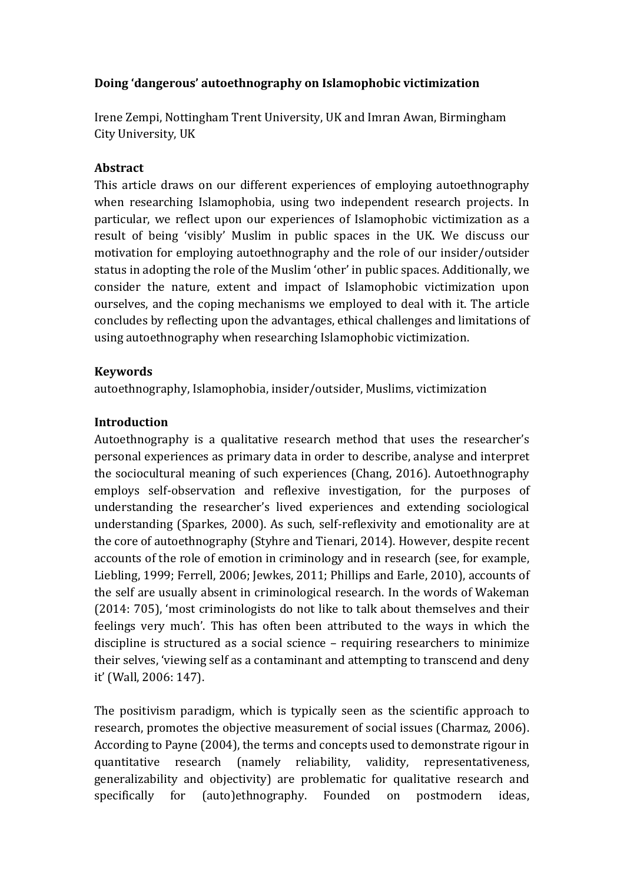# Doing 'dangerous' autoethnography on Islamophobic victimization

Irene Zempi, Nottingham Trent University, UK and Imran Awan, Birmingham City University, UK

## Abstract

This article draws on our different experiences of employing autoethnography when researching Islamophobia, using two independent research projects. In particular, we reflect upon our experiences of Islamophobic victimization as a result of being 'visibly' Muslim in public spaces in the UK. We discuss our motivation for employing autoethnography and the role of our insider/outsider status in adopting the role of the Muslim 'other' in public spaces. Additionally, we consider the nature, extent and impact of Islamophobic victimization upon ourselves, and the coping mechanisms we employed to deal with it. The article concludes by reflecting upon the advantages, ethical challenges and limitations of using autoethnography when researching Islamophobic victimization.

## Keywords

autoethnography, Islamophobia, insider/outsider, Muslims, victimization

## Introduction

Autoethnography is a qualitative research method that uses the researcher's personal experiences as primary data in order to describe, analyse and interpret the sociocultural meaning of such experiences (Chang, 2016). Autoethnography employs self-observation and reflexive investigation, for the purposes of understanding the researcher's lived experiences and extending sociological understanding (Sparkes, 2000). As such, self-reflexivity and emotionality are at the core of autoethnography (Styhre and Tienari, 2014). However, despite recent accounts of the role of emotion in criminology and in research (see, for example, Liebling, 1999; Ferrell, 2006; Jewkes, 2011; Phillips and Earle, 2010), accounts of the self are usually absent in criminological research. In the words of Wakeman (2014: 705), 'most criminologists do not like to talk about themselves and their feelings very much'. This has often been attributed to the ways in which the discipline is structured as a social science – requiring researchers to minimize their selves, 'viewing self as a contaminant and attempting to transcend and deny it' (Wall, 2006: 147).

The positivism paradigm, which is typically seen as the scientific approach to research, promotes the objective measurement of social issues (Charmaz, 2006). According to Payne (2004), the terms and concepts used to demonstrate rigour in quantitative research (namely reliability, validity, representativeness, generalizability and objectivity) are problematic for qualitative research and specifically for (auto)ethnography. Founded on postmodern ideas,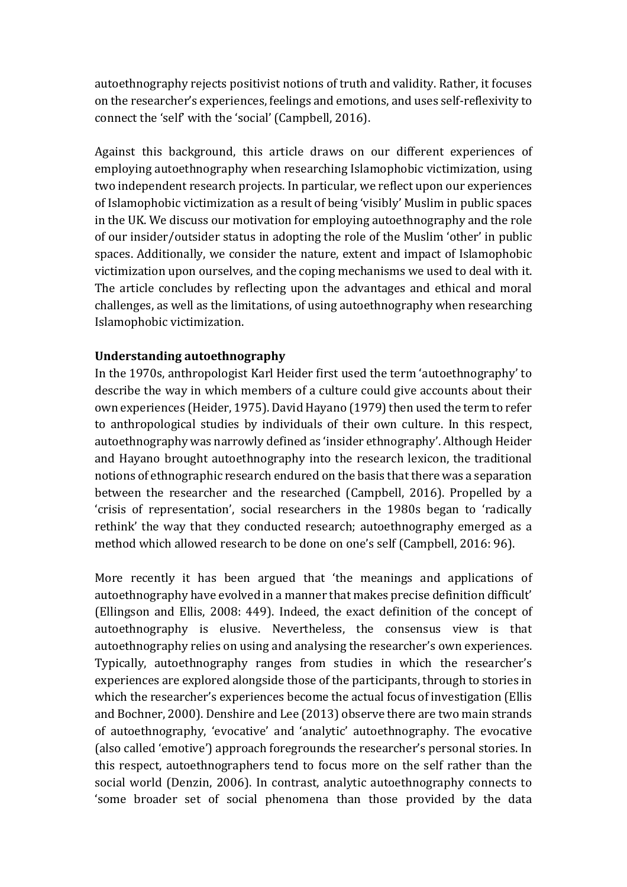autoethnography rejects positivist notions of truth and validity. Rather, it focuses on the researcher's experiences, feelings and emotions, and uses self-reflexivity to connect the 'self' with the 'social' (Campbell, 2016).

Against this background, this article draws on our different experiences of employing autoethnography when researching Islamophobic victimization, using two independent research projects. In particular, we reflect upon our experiences of Islamophobic victimization as a result of being 'visibly' Muslim in public spaces in the UK. We discuss our motivation for employing autoethnography and the role of our insider/outsider status in adopting the role of the Muslim 'other' in public spaces. Additionally, we consider the nature, extent and impact of Islamophobic victimization upon ourselves, and the coping mechanisms we used to deal with it. The article concludes by reflecting upon the advantages and ethical and moral challenges, as well as the limitations, of using autoethnography when researching Islamophobic victimization.

**Understanding autoethnography**

In the 1970s, anthropologist Karl Heider first used the term 'autoethnography' to describe the way in which members of a culture could give accounts about their own experiences (Heider, 1975). David Hayano (1979) then used the term to refer to anthropological studies by individuals of their own culture. In this respect, autoethnography was narrowly defined as 'insider ethnography'. Although Heider and Hayano brought autoethnography into the research lexicon, the traditional notions of ethnographic research endured on the basis that there was a separation between the researcher and the researched (Campbell, 2016). Propelled by a 'crisis of representation', social researchers in the 1980s began to 'radically rethink' the way that they conducted research; autoethnography emerged as a method which allowed research to be done on one's self (Campbell, 2016: 96).

More recently it has been argued that 'the meanings and applications of autoethnography have evolved in a manner that makes precise definition difficult' (Ellingson and Ellis, 2008: 449). Indeed, the exact definition of the concept of autoethnography is elusive. Nevertheless, the consensus view is that autoethnography relies on using and analysing the researcher's own experiences. Typically, autoethnography ranges from studies in which the researcher's experiences are explored alongside those of the participants, through to stories in which the researcher's experiences become the actual focus of investigation (Ellis and Bochner, 2000). Denshire and Lee (2013) observe there are two main strands of autoethnography, 'evocative' and 'analytic' autoethnography. The evocative (also called 'emotive') approach foregrounds the researcher's personal stories. In this respect, autoethnographers tend to focus more on the self rather than the social world (Denzin, 2006). In contrast, analytic autoethnography connects to 'some broader set of social phenomena than those provided by the data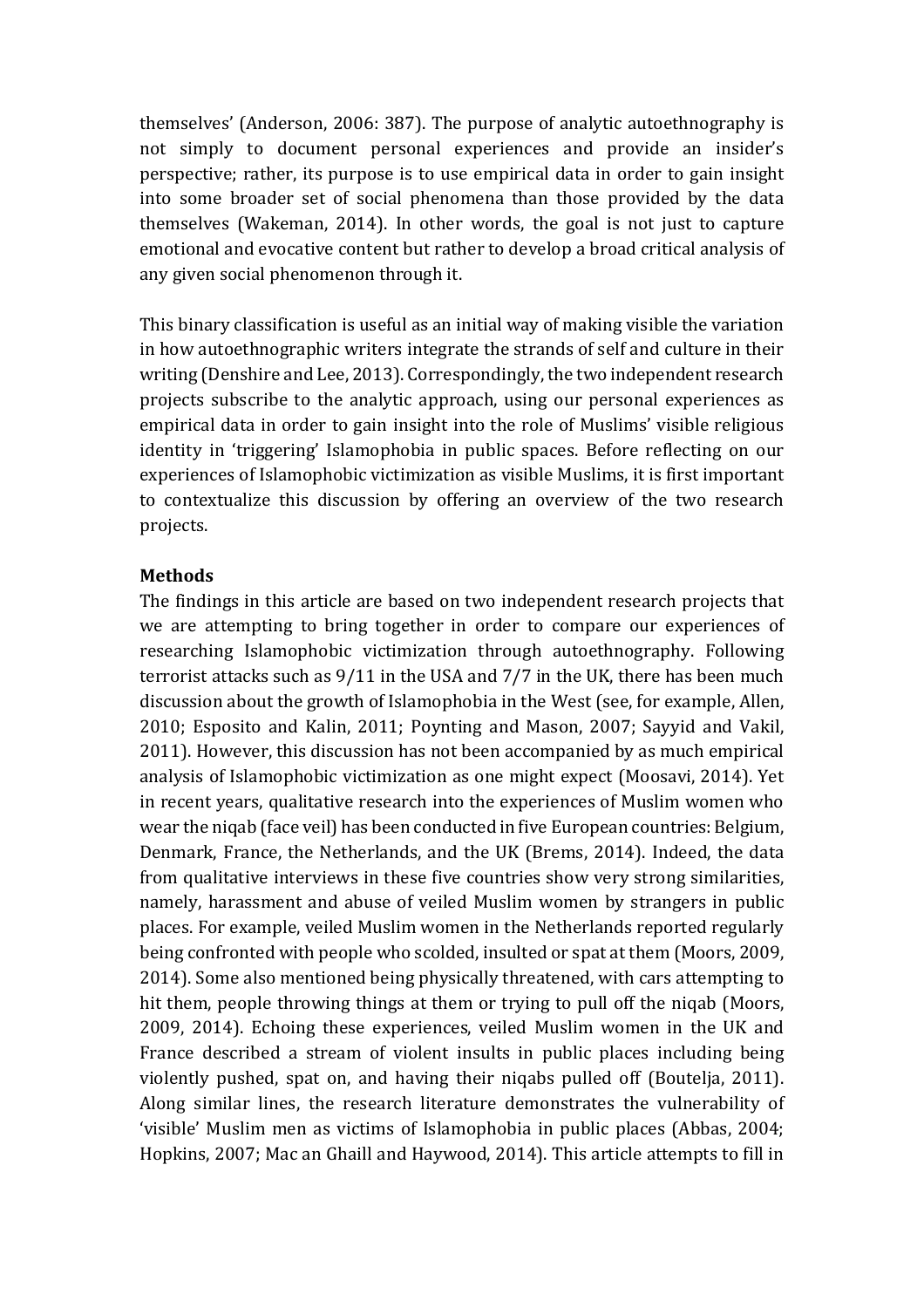themselves' (Anderson, 2006: 387). The purpose of analytic autoethnography is not simply to document personal experiences and provide an insider's perspective; rather, its purpose is to use empirical data in order to gain insight into some broader set of social phenomena than those provided by the data themselves (Wakeman, 2014). In other words, the goal is not just to capture emotional and evocative content but rather to develop a broad critical analysis of any given social phenomenon through it.

This binary classification is useful as an initial way of making visible the variation in how autoethnographic writers integrate the strands of self and culture in their writing (Denshire and Lee, 2013). Correspondingly, the two independent research projects subscribe to the analytic approach, using our personal experiences as empirical data in order to gain insight into the role of Muslims' visible religious identity in 'triggering' Islamophobia in public spaces. Before reflecting on our experiences of Islamophobic victimization as visible Muslims, it is first important to contextualize this discussion by offering an overview of the two research projects.

**Methods**

The findings in this article are based on two independent research projects that we are attempting to bring together in order to compare our experiences of researching Islamophobic victimization through autoethnography. Following terrorist attacks such as 9/11 in the USA and 7/7 in the UK, there has been much discussion about the growth of Islamophobia in the West (see, for example, Allen, 2010; Esposito and Kalin, 2011; Poynting and Mason, 2007; Sayyid and Vakil, 2011). However, this discussion has not been accompanied by as much empirical analysis of Islamophobic victimization as one might expect (Moosavi, 2014). Yet in recent years, qualitative research into the experiences of Muslim women who wear the niqab (face veil) has been conducted in five European countries: Belgium, Denmark, France, the Netherlands, and the UK (Brems, 2014). Indeed, the data from qualitative interviews in these five countries show very strong similarities, namely, harassment and abuse of veiled Muslim women by strangers in public places. For example, veiled Muslim women in the Netherlands reported regularly being confronted with people who scolded, insulted or spat at them (Moors, 2009, 2014). Some also mentioned being physically threatened, with cars attempting to hit them, people throwing things at them or trying to pull off the niqab (Moors, 2009, 2014). Echoing these experiences, veiled Muslim women in the UK and France described a stream of violent insults in public places including being violently pushed, spat on, and having their niqabs pulled off (Boutelja, 2011). Along similar lines, the research literature demonstrates the vulnerability of 'visible' Muslim men as victims of Islamophobia in public places (Abbas, 2004; Hopkins, 2007; Mac an Ghaill and Haywood, 2014). This article attempts to fill in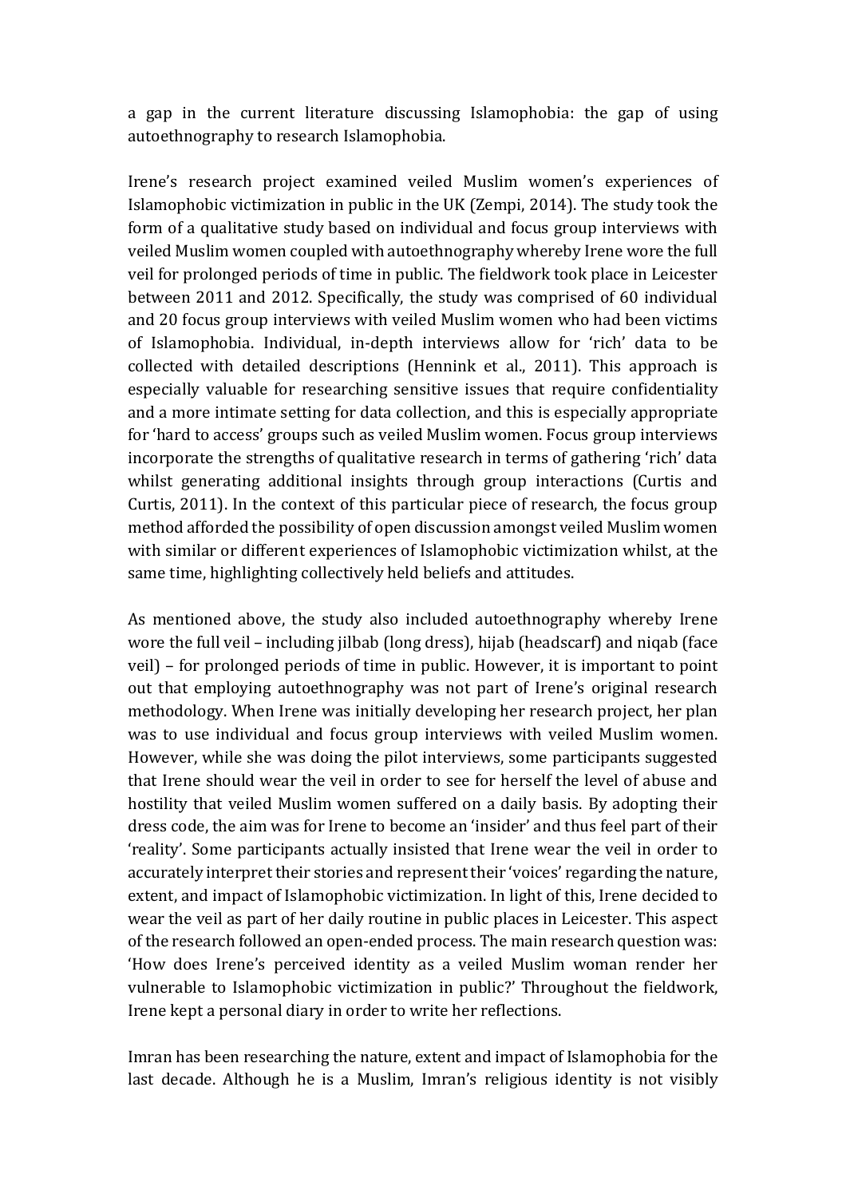a gap in the current literature discussing Islamophobia: the gap of using autoethnography to research Islamophobia.

Irene's research project examined veiled Muslim women's experiences of Islamophobic victimization in public in the UK (Zempi, 2014). The study took the form of a qualitative study based on individual and focus group interviews with veiled Muslim women coupled with autoethnography whereby Irene wore the full veil for prolonged periods of time in public. The fieldwork took place in Leicester between 2011 and 2012. Specifically, the study was comprised of 60 individual and 20 focus group interviews with veiled Muslim women who had been victims of Islamophobia. Individual, in-depth interviews allow for 'rich' data to be collected with detailed descriptions (Hennink et al., 2011). This approach is especially valuable for researching sensitive issues that require confidentiality and a more intimate setting for data collection, and this is especially appropriate for 'hard to access' groups such as veiled Muslim women. Focus group interviews incorporate the strengths of qualitative research in terms of gathering 'rich' data whilst generating additional insights through group interactions (Curtis and Curtis, 2011). In the context of this particular piece of research, the focus group method afforded the possibility of open discussion amongst veiled Muslim women with similar or different experiences of Islamophobic victimization whilst, at the same time, highlighting collectively held beliefs and attitudes.

As mentioned above, the study also included autoethnography whereby Irene wore the full veil – including jilbab (long dress), hijab (headscarf) and niqab (face veil) – for prolonged periods of time in public. However, it is important to point out that employing autoethnography was not part of Irene's original research methodology. When Irene was initially developing her research project, her plan was to use individual and focus group interviews with veiled Muslim women. However, while she was doing the pilot interviews, some participants suggested that Irene should wear the veil in order to see for herself the level of abuse and hostility that veiled Muslim women suffered on a daily basis. By adopting their dress code, the aim was for Irene to become an 'insider' and thus feel part of their 'reality'. Some participants actually insisted that Irene wear the veil in order to accurately interpret their stories and represent their 'voices' regarding the nature, extent, and impact of Islamophobic victimization. In light of this, Irene decided to wear the veil as part of her daily routine in public places in Leicester. This aspect of the research followed an open-ended process. The main research question was: 'How does Irene's perceived identity as a veiled Muslim woman render her vulnerable to Islamophobic victimization in public?' Throughout the fieldwork, Irene kept a personal diary in order to write her reflections.

Imran has been researching the nature, extent and impact of Islamophobia for the last decade. Although he is a Muslim, Imran's religious identity is not visibly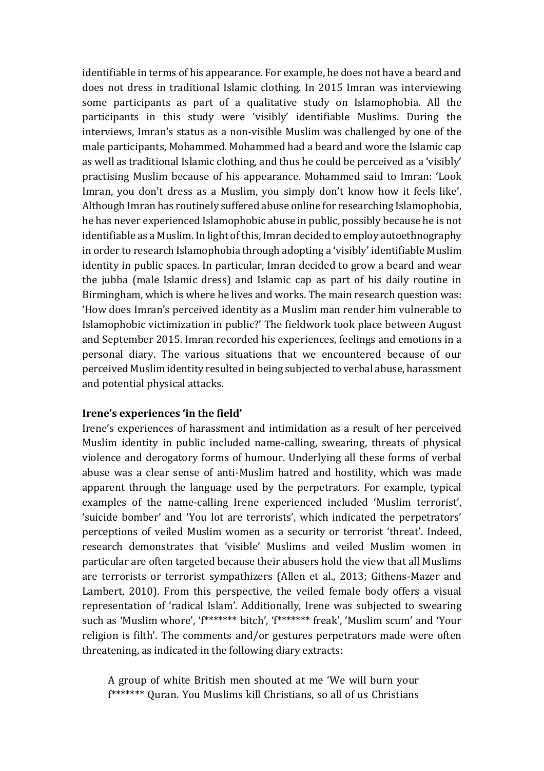identifiable in terms of his appearance. For example, he does not have a beard and does not dress in traditional Islamic clothing. In 2015 Imran was interviewing some participants as part of a qualitative study on Islamophobia. All the participants in this study were 'visibly' identifiable Muslims. During the interviews, Imran's status as a non-visible Muslim was challenged by one of the male participants, Mohammed. Mohammed had a beard and wore the Islamic cap as well as traditional Islamic clothing, and thus he could be perceived as a 'visibly' practising Muslim because of his appearance. Mohammed said to Imran: 'Look Imran, you don't dress as a Muslim, you simply don't know how it feels like'. Although Imran has routinely suffered abuse online for researching Islamophobia, he has never experienced Islamophobic abuse in public, possibly because he is not identifiable as a Muslim. In light of this, Imran decided to employ autoethnography in order to research Islamophobia through adopting a 'visibly' identifiable Muslim identity in public spaces. In particular, Imran decided to grow a beard and wear the jubba (male Islamic dress) and Islamic cap as part of his daily routine in Birmingham, which is where he lives and works. The main research question was: 'How does Imran's perceived identity as a Muslim man render him vulnerable to Islamophobic victimization in public?' The fieldwork took place between August and September 2015. Imran recorded his experiences, feelings and emotions in a personal diary. The various situations that we encountered because of our perceived Muslim identity resulted in being subjected to verbal abuse, harassment and potential physical attacks.

**Irene's experiences 'in the field'**

Irene's experiences of harassment and intimidation as a result of her perceived Muslim identity in public included name-calling, swearing, threats of physical violence and derogatory forms of humour. Underlying all these forms of verbal abuse was a clear sense of anti-Muslim hatred and hostility, which was made apparent through the language used by the perpetrators. For example, typical examples of the name-calling Irene experienced included 'Muslim terrorist', 'suicide bomber' and 'You lot are terrorists', which indicated the perpetrators' perceptions of veiled Muslim women as a security or terrorist 'threat'. Indeed, research demonstrates that 'visible' Muslims and veiled Muslim women in particular are often targeted because their abusers hold the view that all Muslims are terrorists or terrorist sympathizers (Allen et al., 2013; Githens-Mazer and Lambert, 2010). From this perspective, the veiled female body offers a visual representation of 'radical Islam'. Additionally, Irene was subjected to swearing such as 'Muslim whore', 'f******* bitch', 'f******* freak', 'Muslim scum' and 'Your religion is filth'. The comments and/or gestures perpetrators made were often threatening, as indicated in the following diary extracts:

> A group of white British men shouted at me 'We will burn your f******* Quran. You Muslims kill Christians, so all of us Christians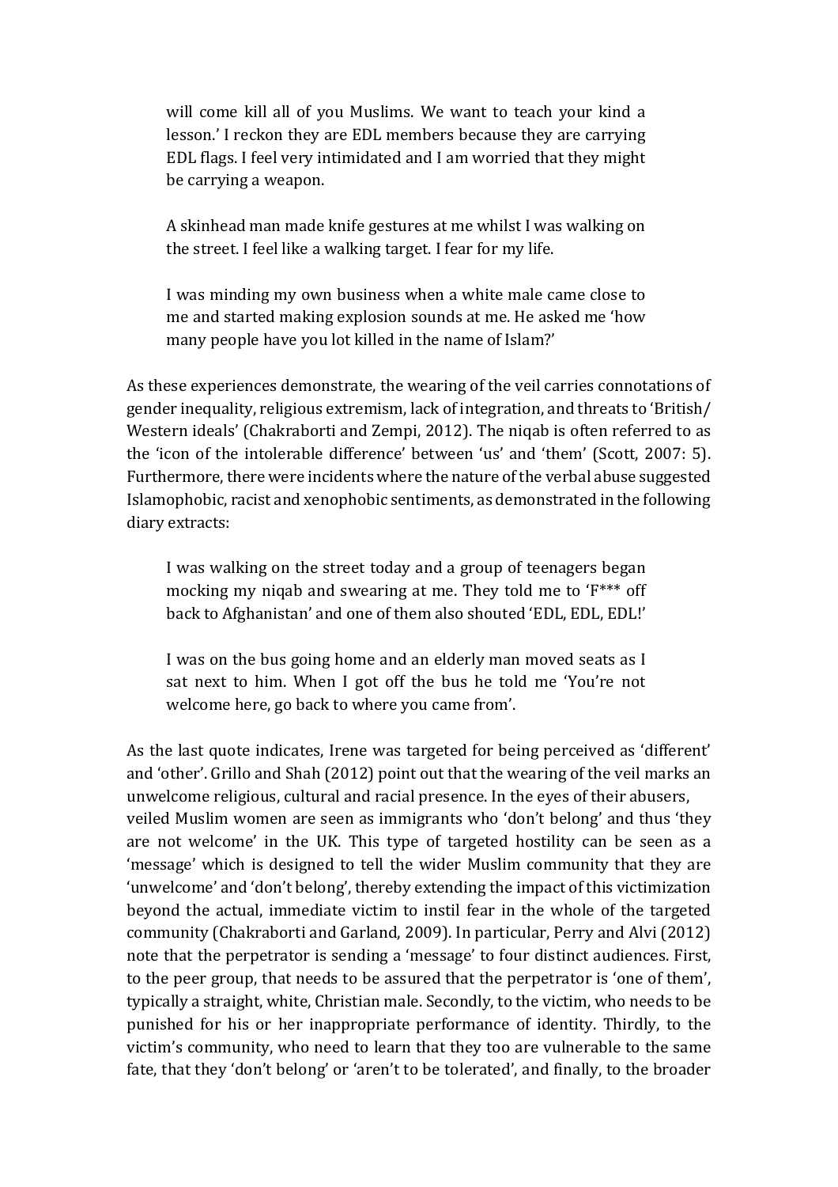> will come kill all of you Muslims. We want to teach your kind a lesson.' I reckon they are EDL members because they are carrying EDL flags. I feel very intimidated and I am worried that they might be carrying a weapon.

> A skinhead man made knife gestures at me whilst I was walking on the street. I feel like a walking target. I fear for my life.

> I was minding my own business when a white male came close to me and started making explosion sounds at me. He asked me 'how many people have you lot killed in the name of Islam?'

As these experiences demonstrate, the wearing of the veil carries connotations of gender inequality, religious extremism, lack of integration, and threats to 'British/ Western ideals' (Chakraborti and Zempi, 2012). The niqab is often referred to as the 'icon of the intolerable difference' between 'us' and 'them' (Scott, 2007: 5). Furthermore, there were incidents where the nature of the verbal abuse suggested Islamophobic, racist and xenophobic sentiments, as demonstrated in the following diary extracts:

> I was walking on the street today and a group of teenagers began mocking my niqab and swearing at me. They told me to 'F*** off back to Afghanistan' and one of them also shouted 'EDL, EDL, EDL!'

> I was on the bus going home and an elderly man moved seats as I sat next to him. When I got off the bus he told me 'You're not welcome here, go back to where you came from'.

As the last quote indicates, Irene was targeted for being perceived as 'different' and 'other'. Grillo and Shah (2012) point out that the wearing of the veil marks an unwelcome religious, cultural and racial presence. In the eyes of their abusers, veiled Muslim women are seen as immigrants who 'don't belong' and thus 'they are not welcome' in the UK. This type of targeted hostility can be seen as a 'message' which is designed to tell the wider Muslim community that they are 'unwelcome' and 'don't belong', thereby extending the impact of this victimization beyond the actual, immediate victim to instil fear in the whole of the targeted community (Chakraborti and Garland, 2009). In particular, Perry and Alvi (2012) note that the perpetrator is sending a 'message' to four distinct audiences. First, to the peer group, that needs to be assured that the perpetrator is 'one of them', typically a straight, white, Christian male. Secondly, to the victim, who needs to be punished for his or her inappropriate performance of identity. Thirdly, to the victim's community, who need to learn that they too are vulnerable to the same fate, that they 'don't belong' or 'aren't to be tolerated', and finally, to the broader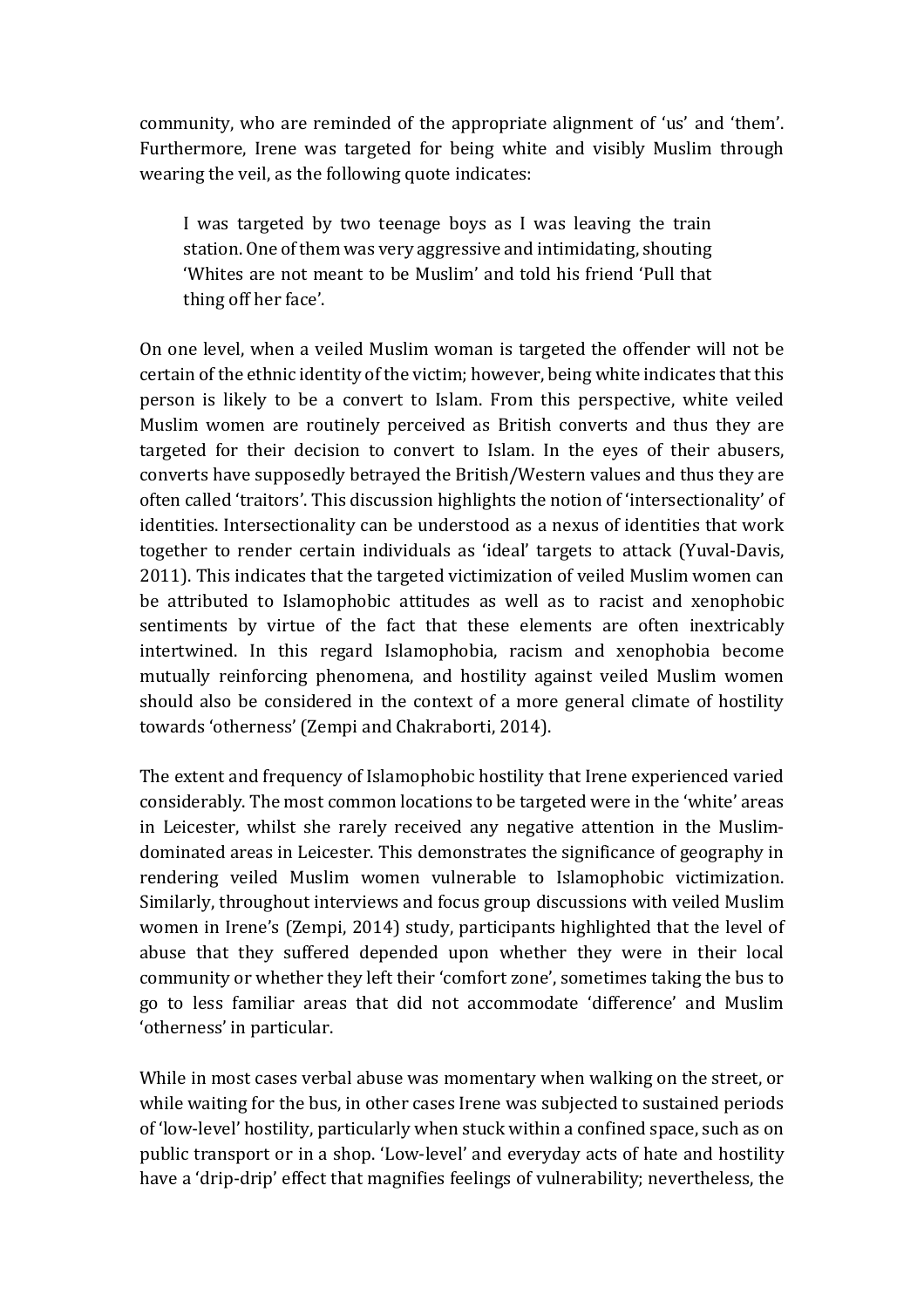community, who are reminded of the appropriate alignment of 'us' and 'them'. Furthermore, Irene was targeted for being white and visibly Muslim through wearing the veil, as the following quote indicates:

> I was targeted by two teenage boys as I was leaving the train station. One of them was very aggressive and intimidating, shouting 'Whites are not meant to be Muslim' and told his friend 'Pull that thing off her face'.

On one level, when a veiled Muslim woman is targeted the offender will not be certain of the ethnic identity of the victim; however, being white indicates that this person is likely to be a convert to Islam. From this perspective, white veiled Muslim women are routinely perceived as British converts and thus they are targeted for their decision to convert to Islam. In the eyes of their abusers, converts have supposedly betrayed the British/Western values and thus they are often called 'traitors'. This discussion highlights the notion of 'intersectionality' of identities. Intersectionality can be understood as a nexus of identities that work together to render certain individuals as 'ideal' targets to attack (Yuval-Davis, 2011). This indicates that the targeted victimization of veiled Muslim women can be attributed to Islamophobic attitudes as well as to racist and xenophobic sentiments by virtue of the fact that these elements are often inextricably intertwined. In this regard Islamophobia, racism and xenophobia become mutually reinforcing phenomena, and hostility against veiled Muslim women should also be considered in the context of a more general climate of hostility towards 'otherness' (Zempi and Chakraborti, 2014).

The extent and frequency of Islamophobic hostility that Irene experienced varied considerably. The most common locations to be targeted were in the 'white' areas in Leicester, whilst she rarely received any negative attention in the Muslim-dominated areas in Leicester. This demonstrates the significance of geography in rendering veiled Muslim women vulnerable to Islamophobic victimization. Similarly, throughout interviews and focus group discussions with veiled Muslim women in Irene's (Zempi, 2014) study, participants highlighted that the level of abuse that they suffered depended upon whether they were in their local community or whether they left their 'comfort zone', sometimes taking the bus to go to less familiar areas that did not accommodate 'difference' and Muslim 'otherness' in particular.

While in most cases verbal abuse was momentary when walking on the street, or while waiting for the bus, in other cases Irene was subjected to sustained periods of 'low-level' hostility, particularly when stuck within a confined space, such as on public transport or in a shop. 'Low-level' and everyday acts of hate and hostility have a 'drip-drip' effect that magnifies feelings of vulnerability; nevertheless, the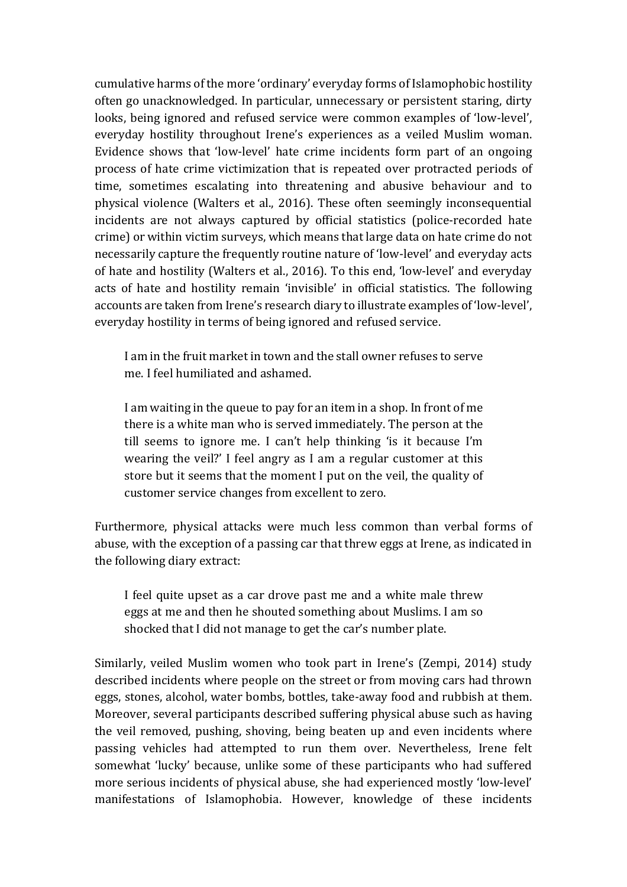cumulative harms of the more 'ordinary' everyday forms of Islamophobic hostility often go unacknowledged. In particular, unnecessary or persistent staring, dirty looks, being ignored and refused service were common examples of 'low-level', everyday hostility throughout Irene's experiences as a veiled Muslim woman. Evidence shows that 'low-level' hate crime incidents form part of an ongoing process of hate crime victimization that is repeated over protracted periods of time, sometimes escalating into threatening and abusive behaviour and to physical violence (Walters et al., 2016). These often seemingly inconsequential incidents are not always captured by official statistics (police-recorded hate crime) or within victim surveys, which means that large data on hate crime do not necessarily capture the frequently routine nature of 'low-level' and everyday acts of hate and hostility (Walters et al., 2016). To this end, 'low-level' and everyday acts of hate and hostility remain 'invisible' in official statistics. The following accounts are taken from Irene's research diary to illustrate examples of 'low-level', everyday hostility in terms of being ignored and refused service.

> I am in the fruit market in town and the stall owner refuses to serve me. I feel humiliated and ashamed.
>
> I am waiting in the queue to pay for an item in a shop. In front of me there is a white man who is served immediately. The person at the till seems to ignore me. I can't help thinking 'is it because I'm wearing the veil?' I feel angry as I am a regular customer at this store but it seems that the moment I put on the veil, the quality of customer service changes from excellent to zero.

Furthermore, physical attacks were much less common than verbal forms of abuse, with the exception of a passing car that threw eggs at Irene, as indicated in the following diary extract:

> I feel quite upset as a car drove past me and a white male threw eggs at me and then he shouted something about Muslims. I am so shocked that I did not manage to get the car's number plate.

Similarly, veiled Muslim women who took part in Irene's (Zempi, 2014) study described incidents where people on the street or from moving cars had thrown eggs, stones, alcohol, water bombs, bottles, take-away food and rubbish at them. Moreover, several participants described suffering physical abuse such as having the veil removed, pushing, shoving, being beaten up and even incidents where passing vehicles had attempted to run them over. Nevertheless, Irene felt somewhat 'lucky' because, unlike some of these participants who had suffered more serious incidents of physical abuse, she had experienced mostly 'low-level' manifestations of Islamophobia. However, knowledge of these incidents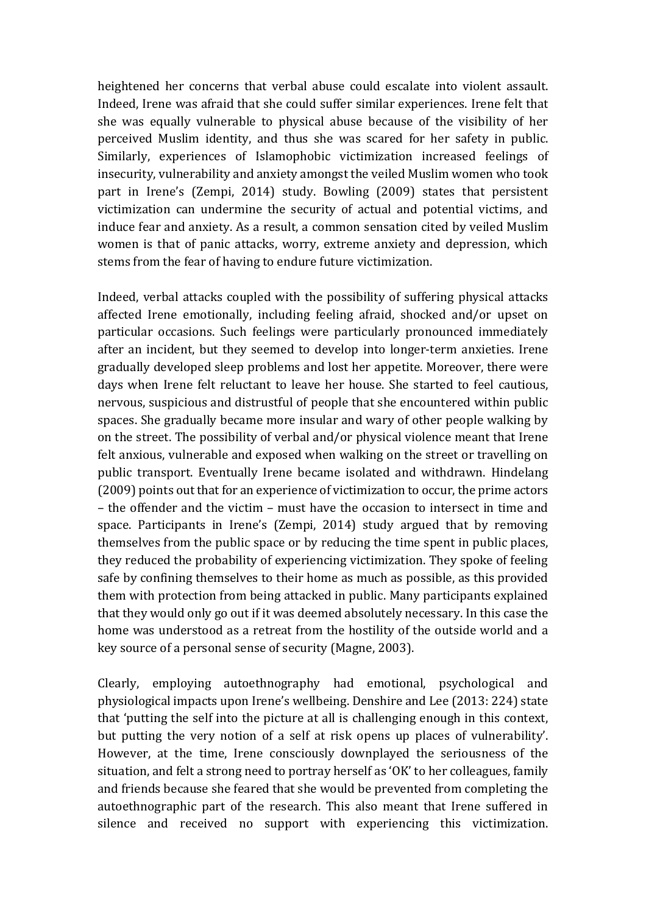heightened her concerns that verbal abuse could escalate into violent assault. Indeed, Irene was afraid that she could suffer similar experiences. Irene felt that she was equally vulnerable to physical abuse because of the visibility of her perceived Muslim identity, and thus she was scared for her safety in public. Similarly, experiences of Islamophobic victimization increased feelings of insecurity, vulnerability and anxiety amongst the veiled Muslim women who took part in Irene's (Zempi, 2014) study. Bowling (2009) states that persistent victimization can undermine the security of actual and potential victims, and induce fear and anxiety. As a result, a common sensation cited by veiled Muslim women is that of panic attacks, worry, extreme anxiety and depression, which stems from the fear of having to endure future victimization.

Indeed, verbal attacks coupled with the possibility of suffering physical attacks affected Irene emotionally, including feeling afraid, shocked and/or upset on particular occasions. Such feelings were particularly pronounced immediately after an incident, but they seemed to develop into longer-term anxieties. Irene gradually developed sleep problems and lost her appetite. Moreover, there were days when Irene felt reluctant to leave her house. She started to feel cautious, nervous, suspicious and distrustful of people that she encountered within public spaces. She gradually became more insular and wary of other people walking by on the street. The possibility of verbal and/or physical violence meant that Irene felt anxious, vulnerable and exposed when walking on the street or travelling on public transport. Eventually Irene became isolated and withdrawn. Hindelang (2009) points out that for an experience of victimization to occur, the prime actors – the offender and the victim – must have the occasion to intersect in time and space. Participants in Irene's (Zempi, 2014) study argued that by removing themselves from the public space or by reducing the time spent in public places, they reduced the probability of experiencing victimization. They spoke of feeling safe by confining themselves to their home as much as possible, as this provided them with protection from being attacked in public. Many participants explained that they would only go out if it was deemed absolutely necessary. In this case the home was understood as a retreat from the hostility of the outside world and a key source of a personal sense of security (Magne, 2003).

Clearly, employing autoethnography had emotional, psychological and physiological impacts upon Irene's wellbeing. Denshire and Lee (2013: 224) state that 'putting the self into the picture at all is challenging enough in this context, but putting the very notion of a self at risk opens up places of vulnerability'. However, at the time, Irene consciously downplayed the seriousness of the situation, and felt a strong need to portray herself as 'OK' to her colleagues, family and friends because she feared that she would be prevented from completing the autoethnographic part of the research. This also meant that Irene suffered in silence and received no support with experiencing this victimization.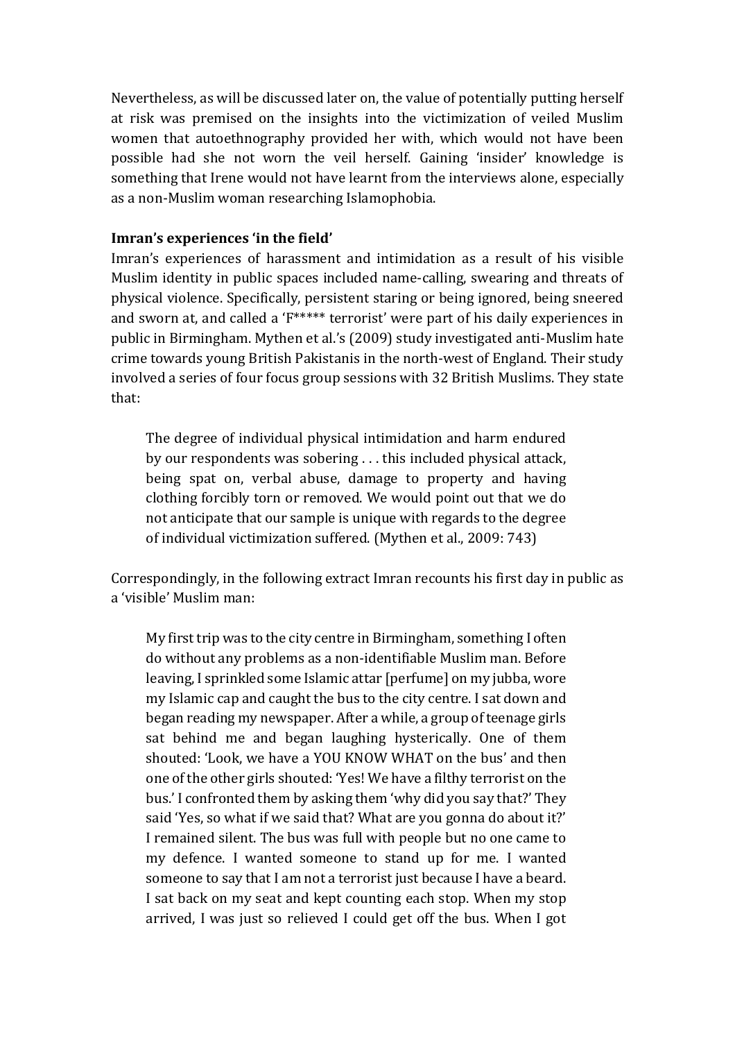Nevertheless, as will be discussed later on, the value of potentially putting herself at risk was premised on the insights into the victimization of veiled Muslim women that autoethnography provided her with, which would not have been possible had she not worn the veil herself. Gaining 'insider' knowledge is something that Irene would not have learnt from the interviews alone, especially as a non-Muslim woman researching Islamophobia.

**Imran's experiences 'in the field'**

Imran's experiences of harassment and intimidation as a result of his visible Muslim identity in public spaces included name-calling, swearing and threats of physical violence. Specifically, persistent staring or being ignored, being sneered and sworn at, and called a 'F***** terrorist' were part of his daily experiences in public in Birmingham. Mythen et al.'s (2009) study investigated anti-Muslim hate crime towards young British Pakistanis in the north-west of England. Their study involved a series of four focus group sessions with 32 British Muslims. They state that:

> The degree of individual physical intimidation and harm endured by our respondents was sobering . . . this included physical attack, being spat on, verbal abuse, damage to property and having clothing forcibly torn or removed. We would point out that we do not anticipate that our sample is unique with regards to the degree of individual victimization suffered. (Mythen et al., 2009: 743)

Correspondingly, in the following extract Imran recounts his first day in public as a 'visible' Muslim man:

> My first trip was to the city centre in Birmingham, something I often do without any problems as a non-identifiable Muslim man. Before leaving, I sprinkled some Islamic attar [perfume] on my jubba, wore my Islamic cap and caught the bus to the city centre. I sat down and began reading my newspaper. After a while, a group of teenage girls sat behind me and began laughing hysterically. One of them shouted: 'Look, we have a YOU KNOW WHAT on the bus' and then one of the other girls shouted: 'Yes! We have a filthy terrorist on the bus.' I confronted them by asking them 'why did you say that?' They said 'Yes, so what if we said that? What are you gonna do about it?' I remained silent. The bus was full with people but no one came to my defence. I wanted someone to stand up for me. I wanted someone to say that I am not a terrorist just because I have a beard. I sat back on my seat and kept counting each stop. When my stop arrived, I was just so relieved I could get off the bus. When I got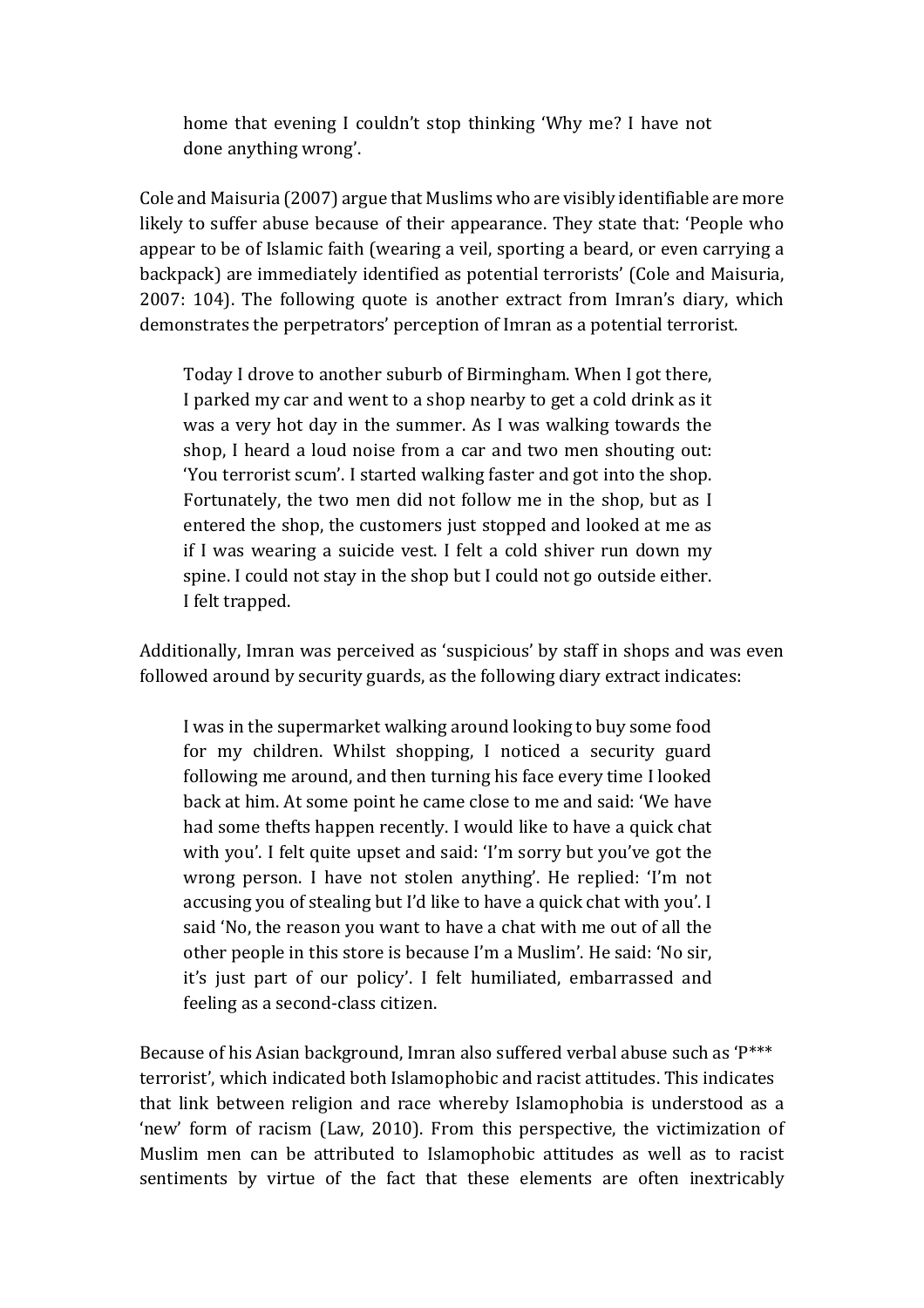> home that evening I couldn't stop thinking 'Why me? I have not done anything wrong'.

Cole and Maisuria (2007) argue that Muslims who are visibly identifiable are more likely to suffer abuse because of their appearance. They state that: 'People who appear to be of Islamic faith (wearing a veil, sporting a beard, or even carrying a backpack) are immediately identified as potential terrorists' (Cole and Maisuria, 2007: 104). The following quote is another extract from Imran's diary, which demonstrates the perpetrators' perception of Imran as a potential terrorist.

> Today I drove to another suburb of Birmingham. When I got there, I parked my car and went to a shop nearby to get a cold drink as it was a very hot day in the summer. As I was walking towards the shop, I heard a loud noise from a car and two men shouting out: 'You terrorist scum'. I started walking faster and got into the shop. Fortunately, the two men did not follow me in the shop, but as I entered the shop, the customers just stopped and looked at me as if I was wearing a suicide vest. I felt a cold shiver run down my spine. I could not stay in the shop but I could not go outside either. I felt trapped.

Additionally, Imran was perceived as 'suspicious' by staff in shops and was even followed around by security guards, as the following diary extract indicates:

> I was in the supermarket walking around looking to buy some food for my children. Whilst shopping, I noticed a security guard following me around, and then turning his face every time I looked back at him. At some point he came close to me and said: 'We have had some thefts happen recently. I would like to have a quick chat with you'. I felt quite upset and said: 'I'm sorry but you've got the wrong person. I have not stolen anything'. He replied: 'I'm not accusing you of stealing but I'd like to have a quick chat with you'. I said 'No, the reason you want to have a chat with me out of all the other people in this store is because I'm a Muslim'. He said: 'No sir, it's just part of our policy'. I felt humiliated, embarrassed and feeling as a second-class citizen.

Because of his Asian background, Imran also suffered verbal abuse such as 'P*** terrorist', which indicated both Islamophobic and racist attitudes. This indicates that link between religion and race whereby Islamophobia is understood as a 'new' form of racism (Law, 2010). From this perspective, the victimization of Muslim men can be attributed to Islamophobic attitudes as well as to racist sentiments by virtue of the fact that these elements are often inextricably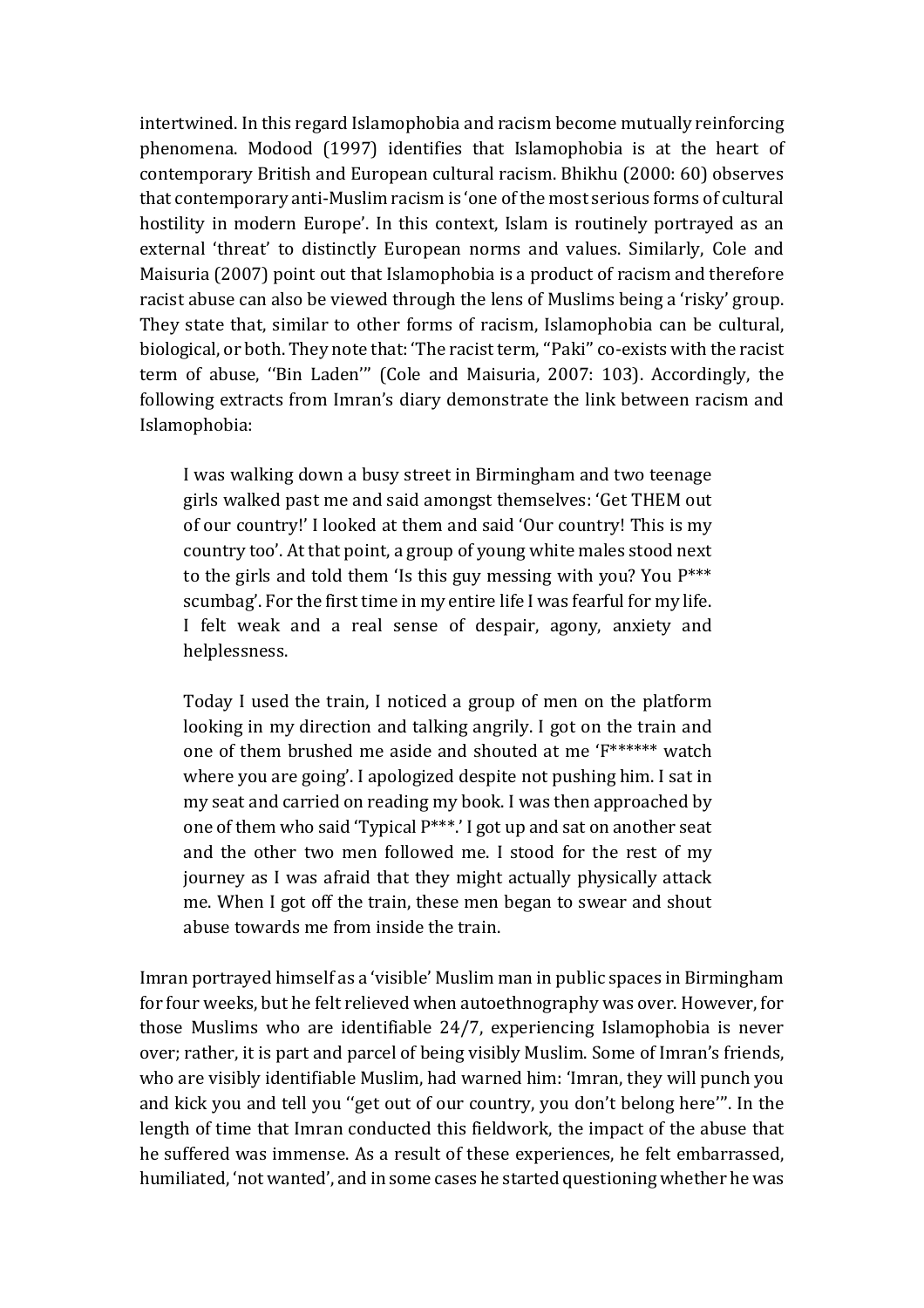intertwined. In this regard Islamophobia and racism become mutually reinforcing phenomena. Modood (1997) identifies that Islamophobia is at the heart of contemporary British and European cultural racism. Bhikhu (2000: 60) observes that contemporary anti-Muslim racism is 'one of the most serious forms of cultural hostility in modern Europe'. In this context, Islam is routinely portrayed as an external 'threat' to distinctly European norms and values. Similarly, Cole and Maisuria (2007) point out that Islamophobia is a product of racism and therefore racist abuse can also be viewed through the lens of Muslims being a 'risky' group. They state that, similar to other forms of racism, Islamophobia can be cultural, biological, or both. They note that: 'The racist term, "Paki" co-exists with the racist term of abuse, ''Bin Laden'" (Cole and Maisuria, 2007: 103). Accordingly, the following extracts from Imran's diary demonstrate the link between racism and Islamophobia:

> I was walking down a busy street in Birmingham and two teenage girls walked past me and said amongst themselves: 'Get THEM out of our country!' I looked at them and said 'Our country! This is my country too'. At that point, a group of young white males stood next to the girls and told them 'Is this guy messing with you? You P*** scumbag'. For the first time in my entire life I was fearful for my life. I felt weak and a real sense of despair, agony, anxiety and helplessness.

> Today I used the train, I noticed a group of men on the platform looking in my direction and talking angrily. I got on the train and one of them brushed me aside and shouted at me 'F****** watch where you are going'. I apologized despite not pushing him. I sat in my seat and carried on reading my book. I was then approached by one of them who said 'Typical P***.' I got up and sat on another seat and the other two men followed me. I stood for the rest of my journey as I was afraid that they might actually physically attack me. When I got off the train, these men began to swear and shout abuse towards me from inside the train.

Imran portrayed himself as a 'visible' Muslim man in public spaces in Birmingham for four weeks, but he felt relieved when autoethnography was over. However, for those Muslims who are identifiable 24/7, experiencing Islamophobia is never over; rather, it is part and parcel of being visibly Muslim. Some of Imran's friends, who are visibly identifiable Muslim, had warned him: 'Imran, they will punch you and kick you and tell you ''get out of our country, you don't belong here'". In the length of time that Imran conducted this fieldwork, the impact of the abuse that he suffered was immense. As a result of these experiences, he felt embarrassed, humiliated, 'not wanted', and in some cases he started questioning whether he was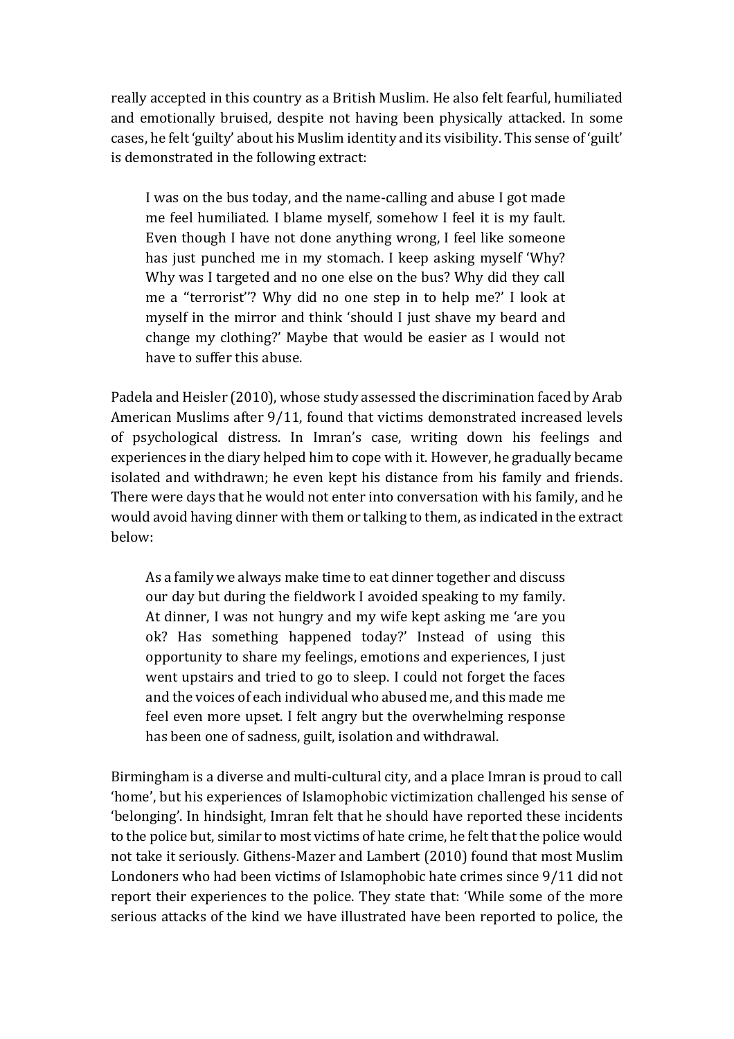really accepted in this country as a British Muslim. He also felt fearful, humiliated and emotionally bruised, despite not having been physically attacked. In some cases, he felt 'guilty' about his Muslim identity and its visibility. This sense of 'guilt' is demonstrated in the following extract:

> I was on the bus today, and the name-calling and abuse I got made me feel humiliated. I blame myself, somehow I feel it is my fault. Even though I have not done anything wrong, I feel like someone has just punched me in my stomach. I keep asking myself 'Why? Why was I targeted and no one else on the bus? Why did they call me a "terrorist"? Why did no one step in to help me?' I look at myself in the mirror and think 'should I just shave my beard and change my clothing?' Maybe that would be easier as I would not have to suffer this abuse.

Padela and Heisler (2010), whose study assessed the discrimination faced by Arab American Muslims after 9/11, found that victims demonstrated increased levels of psychological distress. In Imran's case, writing down his feelings and experiences in the diary helped him to cope with it. However, he gradually became isolated and withdrawn; he even kept his distance from his family and friends. There were days that he would not enter into conversation with his family, and he would avoid having dinner with them or talking to them, as indicated in the extract below:

> As a family we always make time to eat dinner together and discuss our day but during the fieldwork I avoided speaking to my family. At dinner, I was not hungry and my wife kept asking me 'are you ok? Has something happened today?' Instead of using this opportunity to share my feelings, emotions and experiences, I just went upstairs and tried to go to sleep. I could not forget the faces and the voices of each individual who abused me, and this made me feel even more upset. I felt angry but the overwhelming response has been one of sadness, guilt, isolation and withdrawal.

Birmingham is a diverse and multi-cultural city, and a place Imran is proud to call 'home', but his experiences of Islamophobic victimization challenged his sense of 'belonging'. In hindsight, Imran felt that he should have reported these incidents to the police but, similar to most victims of hate crime, he felt that the police would not take it seriously. Githens-Mazer and Lambert (2010) found that most Muslim Londoners who had been victims of Islamophobic hate crimes since 9/11 did not report their experiences to the police. They state that: 'While some of the more serious attacks of the kind we have illustrated have been reported to police, the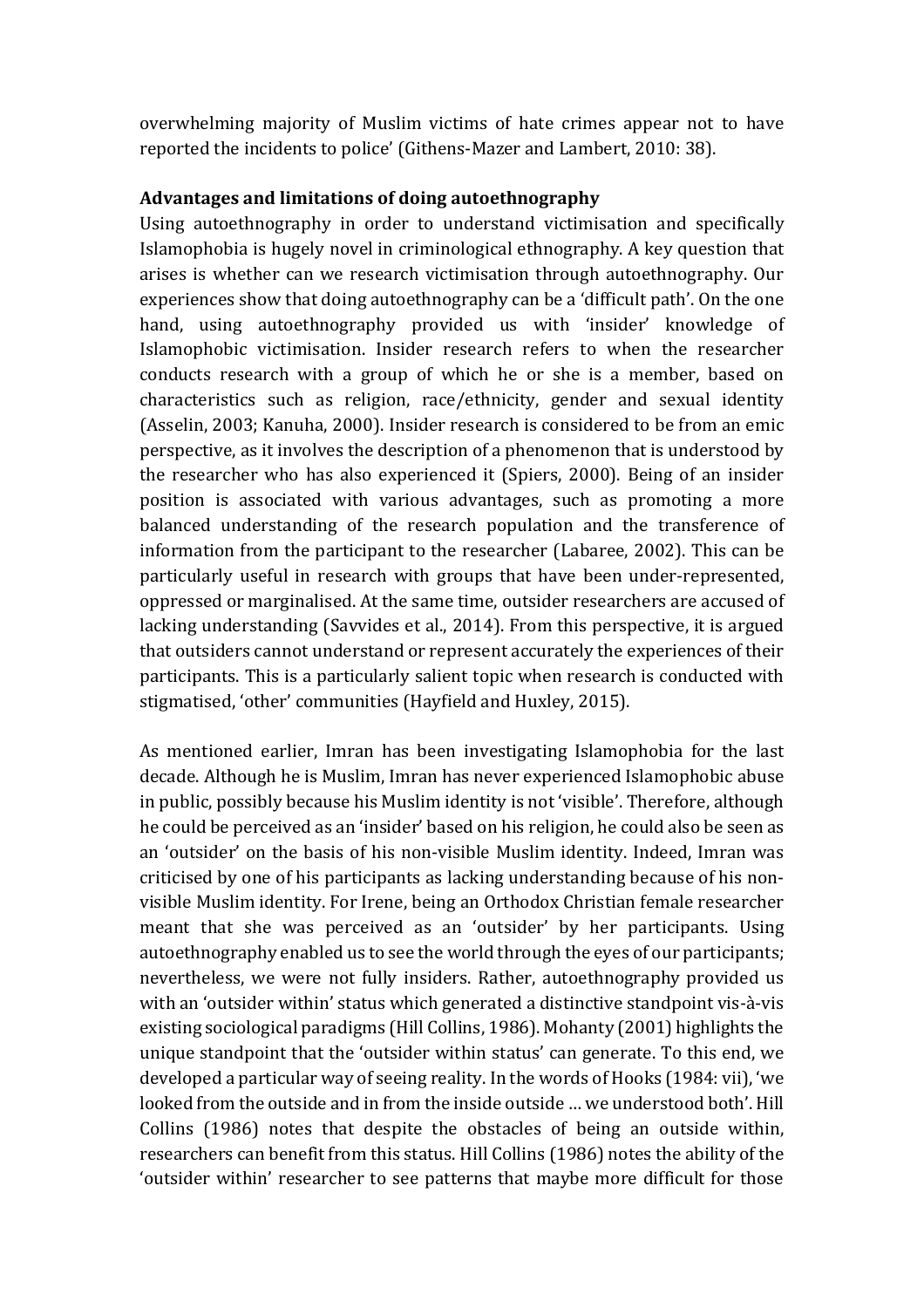overwhelming majority of Muslim victims of hate crimes appear not to have reported the incidents to police' (Githens-Mazer and Lambert, 2010: 38).

**Advantages and limitations of doing autoethnography**

Using autoethnography in order to understand victimisation and specifically Islamophobia is hugely novel in criminological ethnography. A key question that arises is whether can we research victimisation through autoethnography. Our experiences show that doing autoethnography can be a 'difficult path'. On the one hand, using autoethnography provided us with 'insider' knowledge of Islamophobic victimisation. Insider research refers to when the researcher conducts research with a group of which he or she is a member, based on characteristics such as religion, race/ethnicity, gender and sexual identity (Asselin, 2003; Kanuha, 2000). Insider research is considered to be from an emic perspective, as it involves the description of a phenomenon that is understood by the researcher who has also experienced it (Spiers, 2000). Being of an insider position is associated with various advantages, such as promoting a more balanced understanding of the research population and the transference of information from the participant to the researcher (Labaree, 2002). This can be particularly useful in research with groups that have been under-represented, oppressed or marginalised. At the same time, outsider researchers are accused of lacking understanding (Savvides et al., 2014). From this perspective, it is argued that outsiders cannot understand or represent accurately the experiences of their participants. This is a particularly salient topic when research is conducted with stigmatised, 'other' communities (Hayfield and Huxley, 2015).

As mentioned earlier, Imran has been investigating Islamophobia for the last decade. Although he is Muslim, Imran has never experienced Islamophobic abuse in public, possibly because his Muslim identity is not 'visible'. Therefore, although he could be perceived as an 'insider' based on his religion, he could also be seen as an 'outsider' on the basis of his non-visible Muslim identity. Indeed, Imran was criticised by one of his participants as lacking understanding because of his non-visible Muslim identity. For Irene, being an Orthodox Christian female researcher meant that she was perceived as an 'outsider' by her participants. Using autoethnography enabled us to see the world through the eyes of our participants; nevertheless, we were not fully insiders. Rather, autoethnography provided us with an 'outsider within' status which generated a distinctive standpoint vis-à-vis existing sociological paradigms (Hill Collins, 1986). Mohanty (2001) highlights the unique standpoint that the 'outsider within status' can generate. To this end, we developed a particular way of seeing reality. In the words of Hooks (1984: vii), 'we looked from the outside and in from the inside outside … we understood both'. Hill Collins (1986) notes that despite the obstacles of being an outside within, researchers can benefit from this status. Hill Collins (1986) notes the ability of the 'outsider within' researcher to see patterns that maybe more difficult for those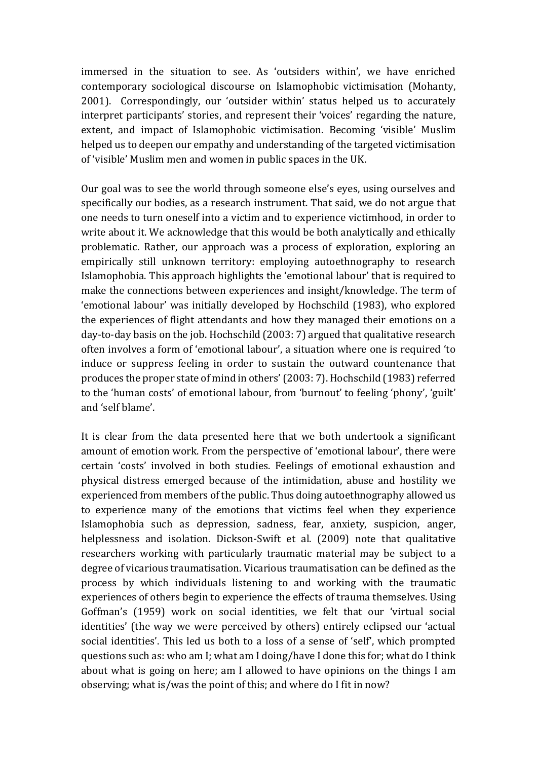immersed in the situation to see. As 'outsiders within', we have enriched contemporary sociological discourse on Islamophobic victimisation (Mohanty, 2001). Correspondingly, our 'outsider within' status helped us to accurately interpret participants' stories, and represent their 'voices' regarding the nature, extent, and impact of Islamophobic victimisation. Becoming 'visible' Muslim helped us to deepen our empathy and understanding of the targeted victimisation of 'visible' Muslim men and women in public spaces in the UK.

Our goal was to see the world through someone else's eyes, using ourselves and specifically our bodies, as a research instrument. That said, we do not argue that one needs to turn oneself into a victim and to experience victimhood, in order to write about it. We acknowledge that this would be both analytically and ethically problematic. Rather, our approach was a process of exploration, exploring an empirically still unknown territory: employing autoethnography to research Islamophobia. This approach highlights the 'emotional labour' that is required to make the connections between experiences and insight/knowledge. The term of 'emotional labour' was initially developed by Hochschild (1983), who explored the experiences of flight attendants and how they managed their emotions on a day-to-day basis on the job. Hochschild (2003: 7) argued that qualitative research often involves a form of 'emotional labour', a situation where one is required 'to induce or suppress feeling in order to sustain the outward countenance that produces the proper state of mind in others' (2003: 7). Hochschild (1983) referred to the 'human costs' of emotional labour, from 'burnout' to feeling 'phony', 'guilt' and 'self blame'.

It is clear from the data presented here that we both undertook a significant amount of emotion work. From the perspective of 'emotional labour', there were certain 'costs' involved in both studies. Feelings of emotional exhaustion and physical distress emerged because of the intimidation, abuse and hostility we experienced from members of the public. Thus doing autoethnography allowed us to experience many of the emotions that victims feel when they experience Islamophobia such as depression, sadness, fear, anxiety, suspicion, anger, helplessness and isolation. Dickson-Swift et al. (2009) note that qualitative researchers working with particularly traumatic material may be subject to a degree of vicarious traumatisation. Vicarious traumatisation can be defined as the process by which individuals listening to and working with the traumatic experiences of others begin to experience the effects of trauma themselves. Using Goffman's (1959) work on social identities, we felt that our 'virtual social identities' (the way we were perceived by others) entirely eclipsed our 'actual social identities'. This led us both to a loss of a sense of 'self', which prompted questions such as: who am I; what am I doing/have I done this for; what do I think about what is going on here; am I allowed to have opinions on the things I am observing; what is/was the point of this; and where do I fit in now?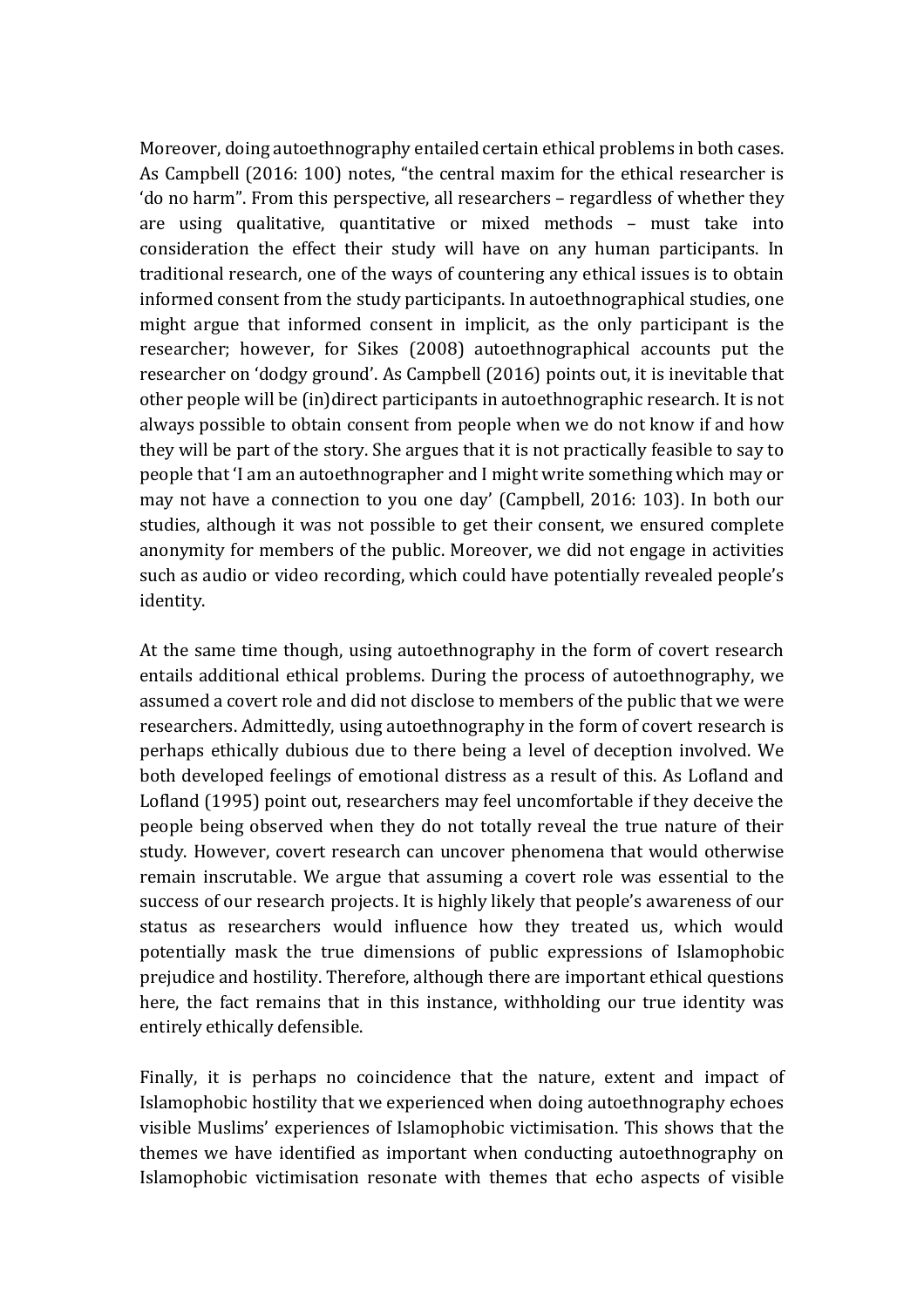Moreover, doing autoethnography entailed certain ethical problems in both cases. As Campbell (2016: 100) notes, "the central maxim for the ethical researcher is 'do no harm". From this perspective, all researchers – regardless of whether they are using qualitative, quantitative or mixed methods – must take into consideration the effect their study will have on any human participants. In traditional research, one of the ways of countering any ethical issues is to obtain informed consent from the study participants. In autoethnographical studies, one might argue that informed consent in implicit, as the only participant is the researcher; however, for Sikes (2008) autoethnographical accounts put the researcher on 'dodgy ground'. As Campbell (2016) points out, it is inevitable that other people will be (in)direct participants in autoethnographic research. It is not always possible to obtain consent from people when we do not know if and how they will be part of the story. She argues that it is not practically feasible to say to people that 'I am an autoethnographer and I might write something which may or may not have a connection to you one day' (Campbell, 2016: 103). In both our studies, although it was not possible to get their consent, we ensured complete anonymity for members of the public. Moreover, we did not engage in activities such as audio or video recording, which could have potentially revealed people's identity.

At the same time though, using autoethnography in the form of covert research entails additional ethical problems. During the process of autoethnography, we assumed a covert role and did not disclose to members of the public that we were researchers. Admittedly, using autoethnography in the form of covert research is perhaps ethically dubious due to there being a level of deception involved. We both developed feelings of emotional distress as a result of this. As Lofland and Lofland (1995) point out, researchers may feel uncomfortable if they deceive the people being observed when they do not totally reveal the true nature of their study. However, covert research can uncover phenomena that would otherwise remain inscrutable. We argue that assuming a covert role was essential to the success of our research projects. It is highly likely that people's awareness of our status as researchers would influence how they treated us, which would potentially mask the true dimensions of public expressions of Islamophobic prejudice and hostility. Therefore, although there are important ethical questions here, the fact remains that in this instance, withholding our true identity was entirely ethically defensible.

Finally, it is perhaps no coincidence that the nature, extent and impact of Islamophobic hostility that we experienced when doing autoethnography echoes visible Muslims' experiences of Islamophobic victimisation. This shows that the themes we have identified as important when conducting autoethnography on Islamophobic victimisation resonate with themes that echo aspects of visible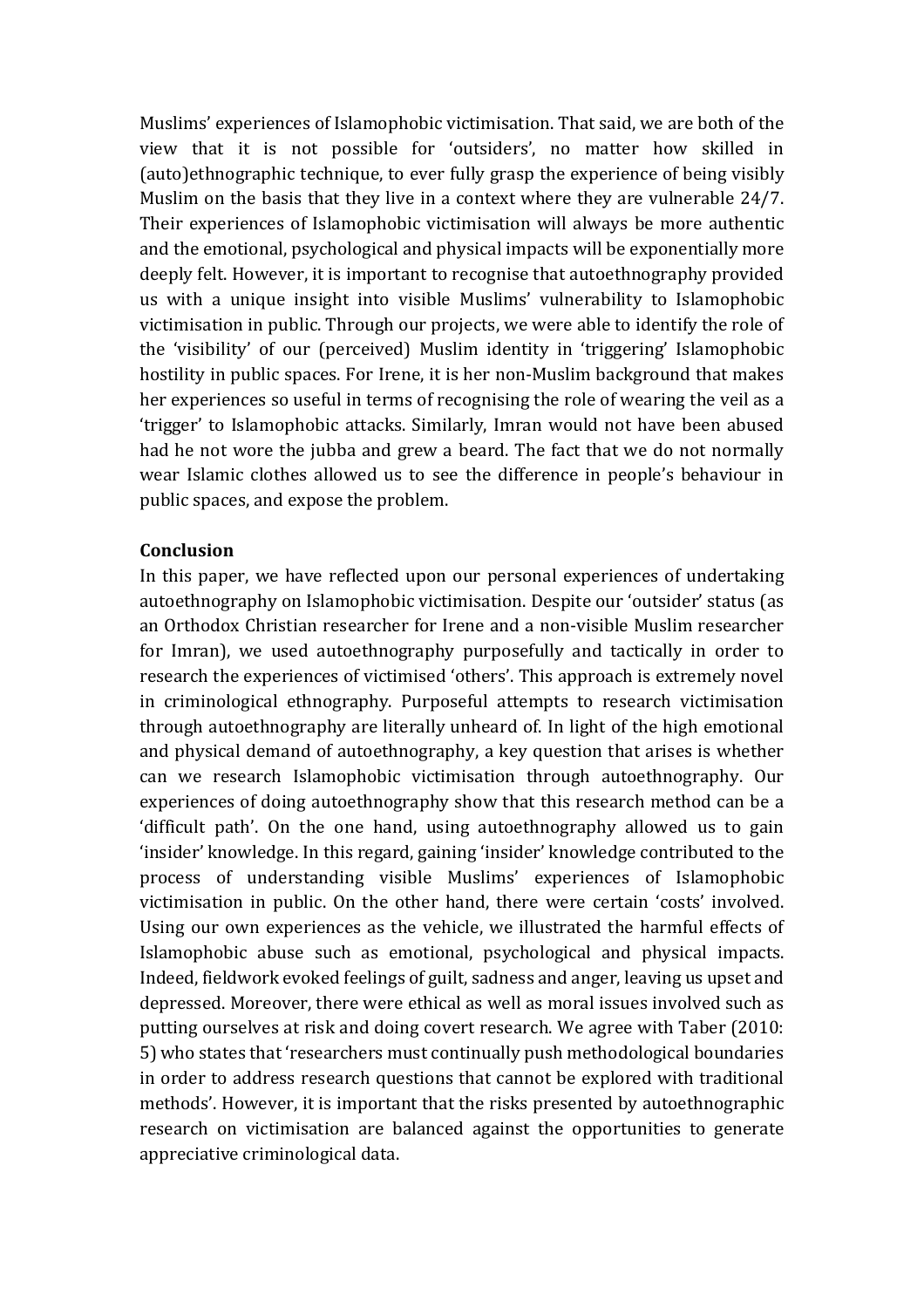Muslims' experiences of Islamophobic victimisation. That said, we are both of the view that it is not possible for 'outsiders', no matter how skilled in (auto)ethnographic technique, to ever fully grasp the experience of being visibly Muslim on the basis that they live in a context where they are vulnerable 24/7. Their experiences of Islamophobic victimisation will always be more authentic and the emotional, psychological and physical impacts will be exponentially more deeply felt. However, it is important to recognise that autoethnography provided us with a unique insight into visible Muslims' vulnerability to Islamophobic victimisation in public. Through our projects, we were able to identify the role of the 'visibility' of our (perceived) Muslim identity in 'triggering' Islamophobic hostility in public spaces. For Irene, it is her non-Muslim background that makes her experiences so useful in terms of recognising the role of wearing the veil as a 'trigger' to Islamophobic attacks. Similarly, Imran would not have been abused had he not wore the jubba and grew a beard. The fact that we do not normally wear Islamic clothes allowed us to see the difference in people's behaviour in public spaces, and expose the problem.

**Conclusion**

In this paper, we have reflected upon our personal experiences of undertaking autoethnography on Islamophobic victimisation. Despite our 'outsider' status (as an Orthodox Christian researcher for Irene and a non-visible Muslim researcher for Imran), we used autoethnography purposefully and tactically in order to research the experiences of victimised 'others'. This approach is extremely novel in criminological ethnography. Purposeful attempts to research victimisation through autoethnography are literally unheard of. In light of the high emotional and physical demand of autoethnography, a key question that arises is whether can we research Islamophobic victimisation through autoethnography. Our experiences of doing autoethnography show that this research method can be a 'difficult path'. On the one hand, using autoethnography allowed us to gain 'insider' knowledge. In this regard, gaining 'insider' knowledge contributed to the process of understanding visible Muslims' experiences of Islamophobic victimisation in public. On the other hand, there were certain 'costs' involved. Using our own experiences as the vehicle, we illustrated the harmful effects of Islamophobic abuse such as emotional, psychological and physical impacts. Indeed, fieldwork evoked feelings of guilt, sadness and anger, leaving us upset and depressed. Moreover, there were ethical as well as moral issues involved such as putting ourselves at risk and doing covert research. We agree with Taber (2010: 5) who states that 'researchers must continually push methodological boundaries in order to address research questions that cannot be explored with traditional methods'. However, it is important that the risks presented by autoethnographic research on victimisation are balanced against the opportunities to generate appreciative criminological data.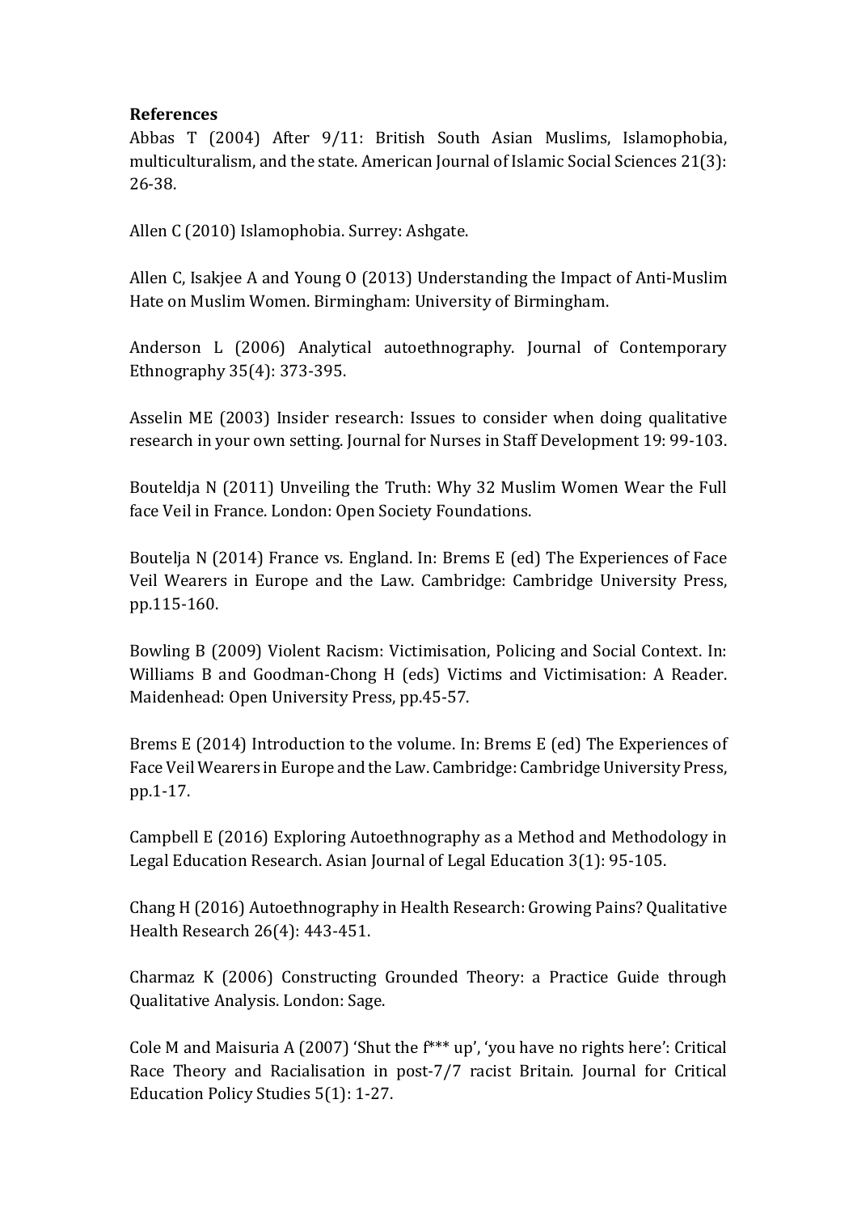**References**

Abbas T (2004) After 9/11: British South Asian Muslims, Islamophobia, multiculturalism, and the state. American Journal of Islamic Social Sciences 21(3): 26-38.

Allen C (2010) Islamophobia. Surrey: Ashgate.

Allen C, Isakjee A and Young O (2013) Understanding the Impact of Anti-Muslim Hate on Muslim Women. Birmingham: University of Birmingham.

Anderson L (2006) Analytical autoethnography. Journal of Contemporary Ethnography 35(4): 373-395.

Asselin ME (2003) Insider research: Issues to consider when doing qualitative research in your own setting. Journal for Nurses in Staff Development 19: 99-103.

Bouteldja N (2011) Unveiling the Truth: Why 32 Muslim Women Wear the Full face Veil in France. London: Open Society Foundations.

Boutelja N (2014) France vs. England. In: Brems E (ed) The Experiences of Face Veil Wearers in Europe and the Law. Cambridge: Cambridge University Press, pp.115-160.

Bowling B (2009) Violent Racism: Victimisation, Policing and Social Context. In: Williams B and Goodman-Chong H (eds) Victims and Victimisation: A Reader. Maidenhead: Open University Press, pp.45-57.

Brems E (2014) Introduction to the volume. In: Brems E (ed) The Experiences of Face Veil Wearers in Europe and the Law. Cambridge: Cambridge University Press, pp.1-17.

Campbell E (2016) Exploring Autoethnography as a Method and Methodology in Legal Education Research. Asian Journal of Legal Education 3(1): 95-105.

Chang H (2016) Autoethnography in Health Research: Growing Pains? Qualitative Health Research 26(4): 443-451.

Charmaz K (2006) Constructing Grounded Theory: a Practice Guide through Qualitative Analysis. London: Sage.

Cole M and Maisuria A (2007) 'Shut the f*** up', 'you have no rights here': Critical Race Theory and Racialisation in post-7/7 racist Britain. Journal for Critical Education Policy Studies 5(1): 1-27.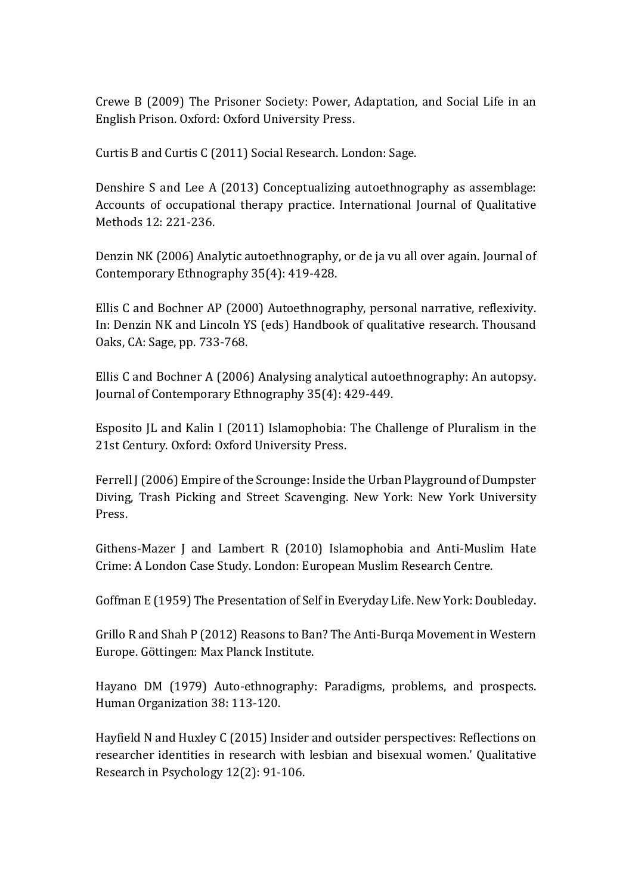Crewe B (2009) The Prisoner Society: Power, Adaptation, and Social Life in an English Prison. Oxford: Oxford University Press.

Curtis B and Curtis C (2011) Social Research. London: Sage.

Denshire S and Lee A (2013) Conceptualizing autoethnography as assemblage: Accounts of occupational therapy practice. International Journal of Qualitative Methods 12: 221-236.

Denzin NK (2006) Analytic autoethnography, or de ja vu all over again. Journal of Contemporary Ethnography 35(4): 419-428.

Ellis C and Bochner AP (2000) Autoethnography, personal narrative, reflexivity. In: Denzin NK and Lincoln YS (eds) Handbook of qualitative research. Thousand Oaks, CA: Sage, pp. 733-768.

Ellis C and Bochner A (2006) Analysing analytical autoethnography: An autopsy. Journal of Contemporary Ethnography 35(4): 429-449.

Esposito JL and Kalin I (2011) Islamophobia: The Challenge of Pluralism in the 21st Century. Oxford: Oxford University Press.

Ferrell J (2006) Empire of the Scrounge: Inside the Urban Playground of Dumpster Diving, Trash Picking and Street Scavenging. New York: New York University Press.

Githens-Mazer J and Lambert R (2010) Islamophobia and Anti-Muslim Hate Crime: A London Case Study. London: European Muslim Research Centre.

Goffman E (1959) The Presentation of Self in Everyday Life. New York: Doubleday.

Grillo R and Shah P (2012) Reasons to Ban? The Anti-Burqa Movement in Western Europe. Göttingen: Max Planck Institute.

Hayano DM (1979) Auto-ethnography: Paradigms, problems, and prospects. Human Organization 38: 113-120.

Hayfield N and Huxley C (2015) Insider and outsider perspectives: Reflections on researcher identities in research with lesbian and bisexual women.' Qualitative Research in Psychology 12(2): 91-106.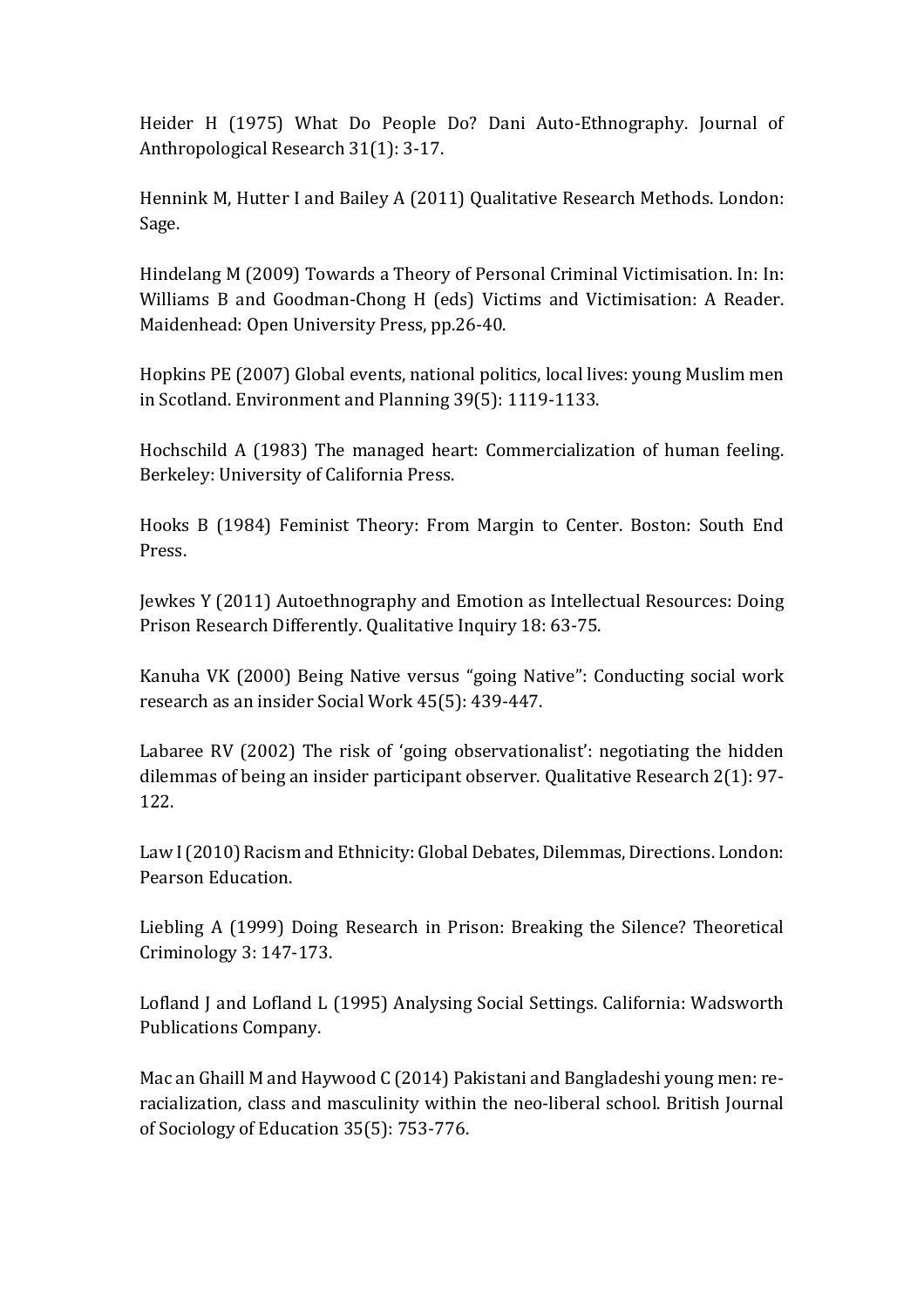Heider H (1975) What Do People Do? Dani Auto-Ethnography. Journal of Anthropological Research 31(1): 3-17.

Hennink M, Hutter I and Bailey A (2011) Qualitative Research Methods. London: Sage.

Hindelang M (2009) Towards a Theory of Personal Criminal Victimisation. In: In: Williams B and Goodman-Chong H (eds) Victims and Victimisation: A Reader. Maidenhead: Open University Press, pp.26-40.

Hopkins PE (2007) Global events, national politics, local lives: young Muslim men in Scotland. Environment and Planning 39(5): 1119-1133.

Hochschild A (1983) The managed heart: Commercialization of human feeling. Berkeley: University of California Press.

Hooks B (1984) Feminist Theory: From Margin to Center. Boston: South End Press.

Jewkes Y (2011) Autoethnography and Emotion as Intellectual Resources: Doing Prison Research Differently. Qualitative Inquiry 18: 63-75.

Kanuha VK (2000) Being Native versus "going Native": Conducting social work research as an insider Social Work 45(5): 439-447.

Labaree RV (2002) The risk of 'going observationalist': negotiating the hidden dilemmas of being an insider participant observer. Qualitative Research 2(1): 97-122.

Law I (2010) Racism and Ethnicity: Global Debates, Dilemmas, Directions. London: Pearson Education.

Liebling A (1999) Doing Research in Prison: Breaking the Silence? Theoretical Criminology 3: 147-173.

Lofland J and Lofland L (1995) Analysing Social Settings. California: Wadsworth Publications Company.

Mac an Ghaill M and Haywood C (2014) Pakistani and Bangladeshi young men: re-racialization, class and masculinity within the neo-liberal school. British Journal of Sociology of Education 35(5): 753-776.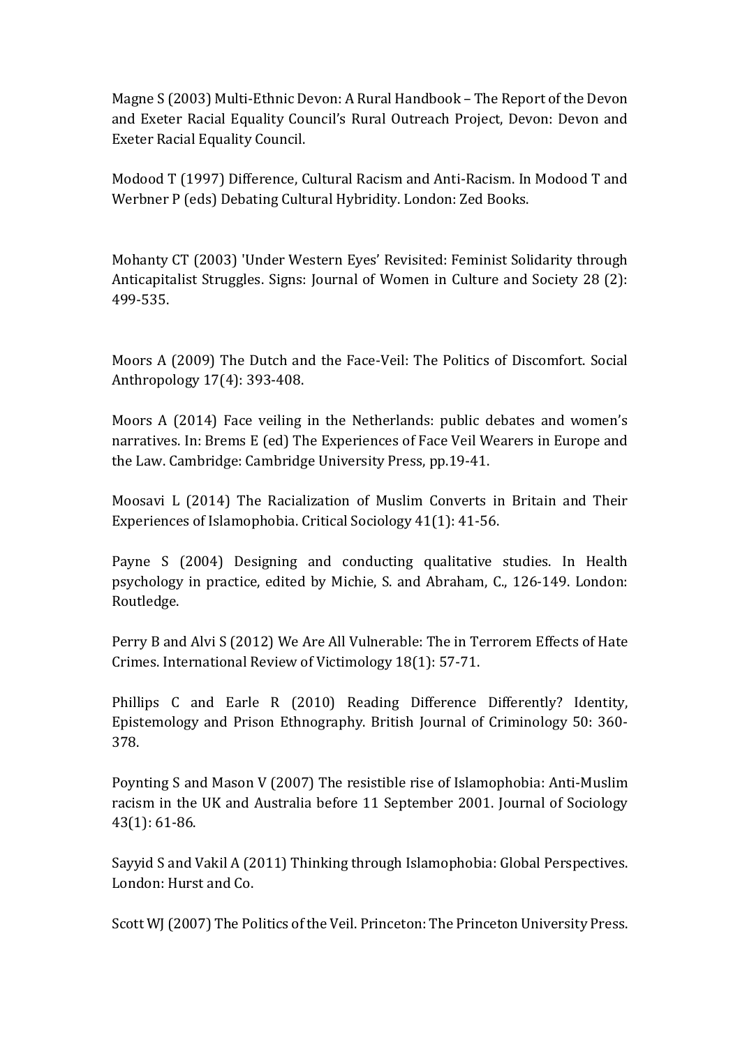Magne S (2003) Multi-Ethnic Devon: A Rural Handbook – The Report of the Devon and Exeter Racial Equality Council's Rural Outreach Project, Devon: Devon and Exeter Racial Equality Council.

Modood T (1997) Difference, Cultural Racism and Anti-Racism. In Modood T and Werbner P (eds) Debating Cultural Hybridity. London: Zed Books.

Mohanty CT (2003) 'Under Western Eyes' Revisited: Feminist Solidarity through Anticapitalist Struggles. Signs: Journal of Women in Culture and Society 28 (2): 499-535.

Moors A (2009) The Dutch and the Face-Veil: The Politics of Discomfort. Social Anthropology 17(4): 393-408.

Moors A (2014) Face veiling in the Netherlands: public debates and women's narratives. In: Brems E (ed) The Experiences of Face Veil Wearers in Europe and the Law. Cambridge: Cambridge University Press, pp.19-41.

Moosavi L (2014) The Racialization of Muslim Converts in Britain and Their Experiences of Islamophobia. Critical Sociology 41(1): 41-56.

Payne S (2004) Designing and conducting qualitative studies. In Health psychology in practice, edited by Michie, S. and Abraham, C., 126-149. London: Routledge.

Perry B and Alvi S (2012) We Are All Vulnerable: The in Terrorem Effects of Hate Crimes. International Review of Victimology 18(1): 57-71.

Phillips C and Earle R (2010) Reading Difference Differently? Identity, Epistemology and Prison Ethnography. British Journal of Criminology 50: 360-378.

Poynting S and Mason V (2007) The resistible rise of Islamophobia: Anti-Muslim racism in the UK and Australia before 11 September 2001. Journal of Sociology 43(1): 61-86.

Sayyid S and Vakil A (2011) Thinking through Islamophobia: Global Perspectives. London: Hurst and Co.

Scott WJ (2007) The Politics of the Veil. Princeton: The Princeton University Press.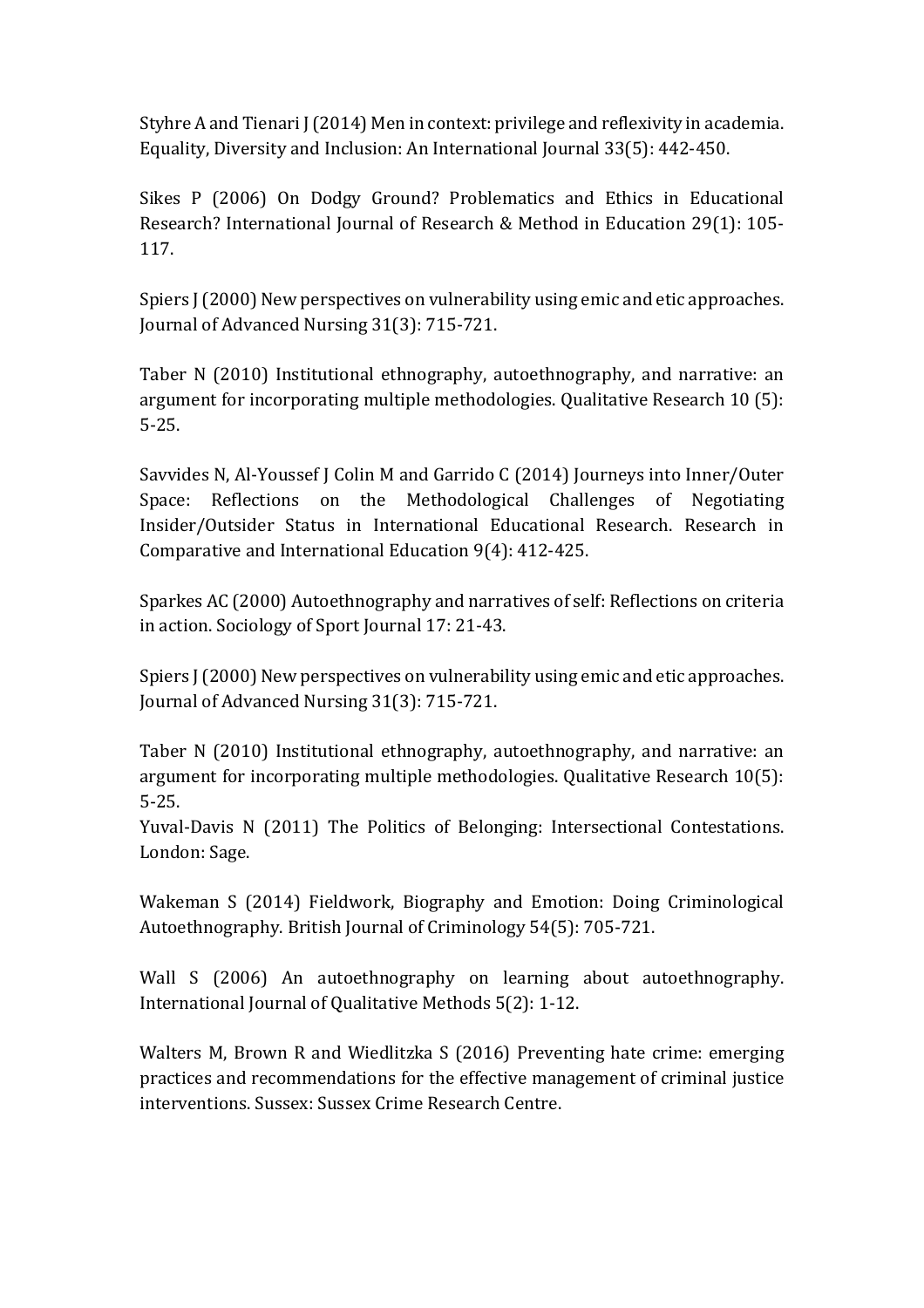Styhre A and Tienari J (2014) Men in context: privilege and reflexivity in academia. Equality, Diversity and Inclusion: An International Journal 33(5): 442-450.

Sikes P (2006) On Dodgy Ground? Problematics and Ethics in Educational Research? International Journal of Research & Method in Education 29(1): 105-117.

Spiers J (2000) New perspectives on vulnerability using emic and etic approaches. Journal of Advanced Nursing 31(3): 715-721.

Taber N (2010) Institutional ethnography, autoethnography, and narrative: an argument for incorporating multiple methodologies. Qualitative Research 10 (5): 5-25.

Savvides N, Al-Youssef J Colin M and Garrido C (2014) Journeys into Inner/Outer Space: Reflections on the Methodological Challenges of Negotiating Insider/Outsider Status in International Educational Research. Research in Comparative and International Education 9(4): 412-425.

Sparkes AC (2000) Autoethnography and narratives of self: Reflections on criteria in action. Sociology of Sport Journal 17: 21-43.

Spiers J (2000) New perspectives on vulnerability using emic and etic approaches. Journal of Advanced Nursing 31(3): 715-721.

Taber N (2010) Institutional ethnography, autoethnography, and narrative: an argument for incorporating multiple methodologies. Qualitative Research 10(5): 5-25.
Yuval-Davis N (2011) The Politics of Belonging: Intersectional Contestations. London: Sage.

Wakeman S (2014) Fieldwork, Biography and Emotion: Doing Criminological Autoethnography. British Journal of Criminology 54(5): 705-721.

Wall S (2006) An autoethnography on learning about autoethnography. International Journal of Qualitative Methods 5(2): 1-12.

Walters M, Brown R and Wiedlitzka S (2016) Preventing hate crime: emerging practices and recommendations for the effective management of criminal justice interventions. Sussex: Sussex Crime Research Centre.